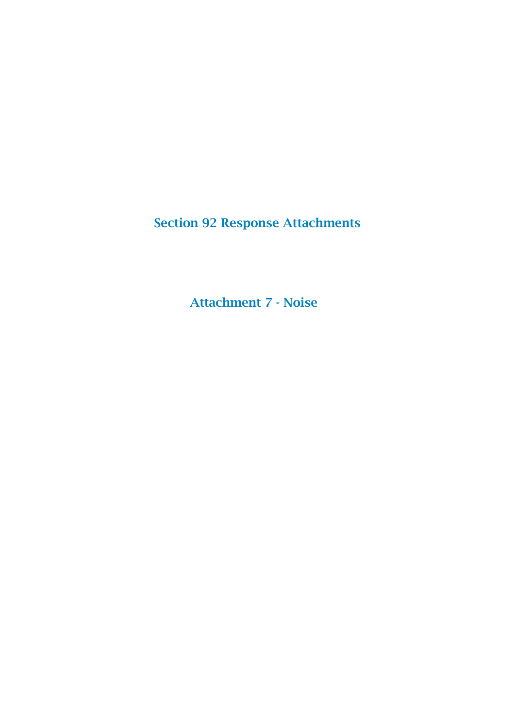# Section 92 Response Attachments

## Attachment 7 - Noise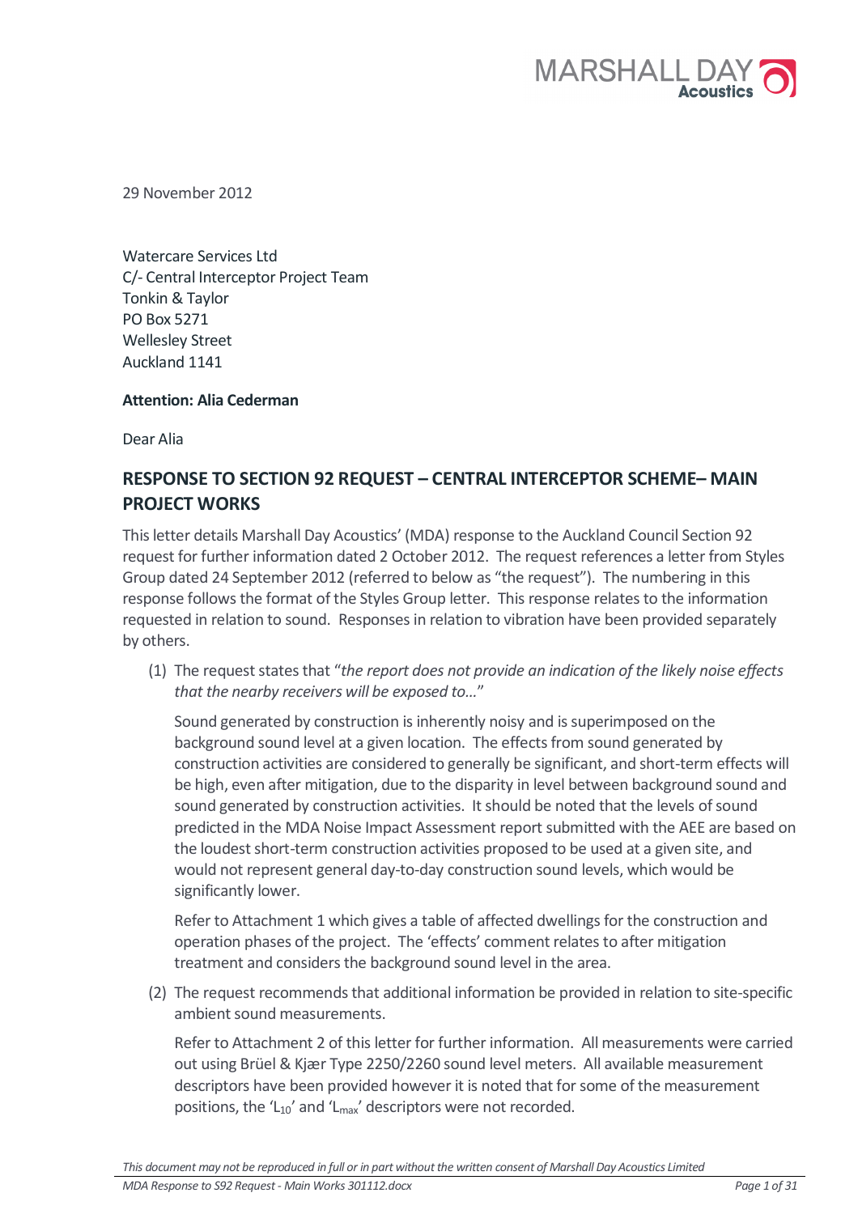29 November 2012

Watercare Services Ltd
C/- Central Interceptor Project Team
Tonkin & Taylor
PO Box 5271
Wellesley Street
Auckland 1141

**Attention: Alia Cederman**

Dear Alia

## RESPONSE TO SECTION 92 REQUEST – CENTRAL INTERCEPTOR SCHEME– MAIN PROJECT WORKS

This letter details Marshall Day Acoustics' (MDA) response to the Auckland Council Section 92 request for further information dated 2 October 2012. The request references a letter from Styles Group dated 24 September 2012 (referred to below as "the request"). The numbering in this response follows the format of the Styles Group letter. This response relates to the information requested in relation to sound. Responses in relation to vibration have been provided separately by others.

(1) The request states that "*the report does not provide an indication of the likely noise effects that the nearby receivers will be exposed to…*"

   Sound generated by construction is inherently noisy and is superimposed on the background sound level at a given location. The effects from sound generated by construction activities are considered to generally be significant, and short-term effects will be high, even after mitigation, due to the disparity in level between background sound and sound generated by construction activities. It should be noted that the levels of sound predicted in the MDA Noise Impact Assessment report submitted with the AEE are based on the loudest short-term construction activities proposed to be used at a given site, and would not represent general day-to-day construction sound levels, which would be significantly lower.

   Refer to Attachment 1 which gives a table of affected dwellings for the construction and operation phases of the project. The 'effects' comment relates to after mitigation treatment and considers the background sound level in the area.

(2) The request recommends that additional information be provided in relation to site-specific ambient sound measurements.

   Refer to Attachment 2 of this letter for further information. All measurements were carried out using Brüel & Kjær Type 2250/2260 sound level meters. All available measurement descriptors have been provided however it is noted that for some of the measurement positions, the '$L_{10}$' and '$L_{max}$' descriptors were not recorded.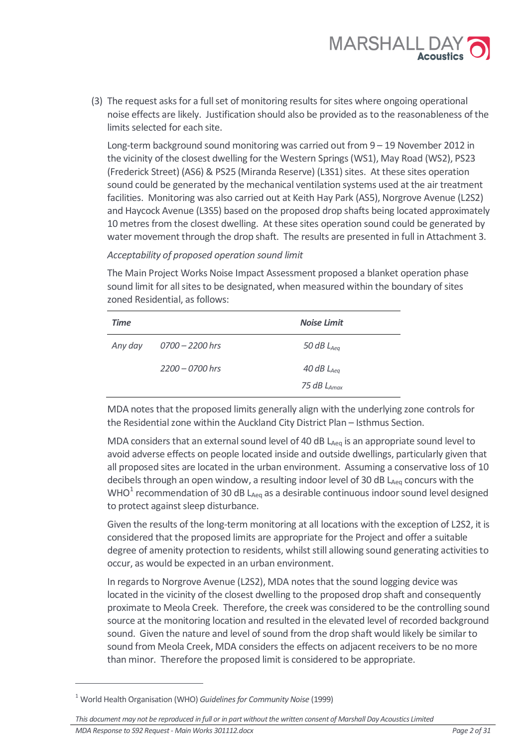(3) The request asks for a full set of monitoring results for sites where ongoing operational noise effects are likely. Justification should also be provided as to the reasonableness of the limits selected for each site.

Long-term background sound monitoring was carried out from 9 – 19 November 2012 in the vicinity of the closest dwelling for the Western Springs (WS1), May Road (WS2), PS23 (Frederick Street) (AS6) & PS25 (Miranda Reserve) (L3S1) sites. At these sites operation sound could be generated by the mechanical ventilation systems used at the air treatment facilities. Monitoring was also carried out at Keith Hay Park (AS5), Norgrove Avenue (L2S2) and Haycock Avenue (L3S5) based on the proposed drop shafts being located approximately 10 metres from the closest dwelling. At these sites operation sound could be generated by water movement through the drop shaft. The results are presented in full in Attachment 3.

*Acceptability of proposed operation sound limit*

The Main Project Works Noise Impact Assessment proposed a blanket operation phase sound limit for all sites to be designated, when measured within the boundary of sites zoned Residential, as follows:

| ***Time*** | | ***Noise Limit*** |
|---|---|---|
| *Any day* | *0700 – 2200 hrs* | *50 dB $L_{Aeq}$* |
| | *2200 – 0700 hrs* | *40 dB $L_{Aeq}$* |
| | | *75 dB $L_{Amax}$* |

MDA notes that the proposed limits generally align with the underlying zone controls for the Residential zone within the Auckland City District Plan – Isthmus Section.

MDA considers that an external sound level of 40 dB $L_{Aeq}$ is an appropriate sound level to avoid adverse effects on people located inside and outside dwellings, particularly given that all proposed sites are located in the urban environment. Assuming a conservative loss of 10 decibels through an open window, a resulting indoor level of 30 dB $L_{Aeq}$ concurs with the WHO[1] recommendation of 30 dB $L_{Aeq}$ as a desirable continuous indoor sound level designed to protect against sleep disturbance.

Given the results of the long-term monitoring at all locations with the exception of L2S2, it is considered that the proposed limits are appropriate for the Project and offer a suitable degree of amenity protection to residents, whilst still allowing sound generating activities to occur, as would be expected in an urban environment.

In regards to Norgrove Avenue (L2S2), MDA notes that the sound logging device was located in the vicinity of the closest dwelling to the proposed drop shaft and consequently proximate to Meola Creek. Therefore, the creek was considered to be the controlling sound source at the monitoring location and resulted in the elevated level of recorded background sound. Given the nature and level of sound from the drop shaft would likely be similar to sound from Meola Creek, MDA considers the effects on adjacent receivers to be no more than minor. Therefore the proposed limit is considered to be appropriate.

[1] World Health Organisation (WHO) *Guidelines for Community Noise* (1999)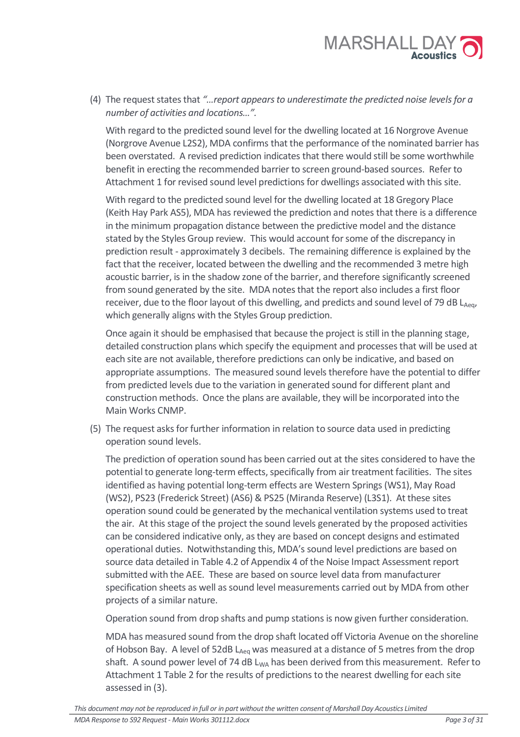(4) The request states that *"…report appears to underestimate the predicted noise levels for a number of activities and locations…".*

With regard to the predicted sound level for the dwelling located at 16 Norgrove Avenue (Norgrove Avenue L2S2), MDA confirms that the performance of the nominated barrier has been overstated. A revised prediction indicates that there would still be some worthwhile benefit in erecting the recommended barrier to screen ground-based sources. Refer to Attachment 1 for revised sound level predictions for dwellings associated with this site.

With regard to the predicted sound level for the dwelling located at 18 Gregory Place (Keith Hay Park AS5), MDA has reviewed the prediction and notes that there is a difference in the minimum propagation distance between the predictive model and the distance stated by the Styles Group review. This would account for some of the discrepancy in prediction result - approximately 3 decibels. The remaining difference is explained by the fact that the receiver, located between the dwelling and the recommended 3 metre high acoustic barrier, is in the shadow zone of the barrier, and therefore significantly screened from sound generated by the site. MDA notes that the report also includes a first floor receiver, due to the floor layout of this dwelling, and predicts and sound level of 79 dB $L_{Aeq}$, which generally aligns with the Styles Group prediction.

Once again it should be emphasised that because the project is still in the planning stage, detailed construction plans which specify the equipment and processes that will be used at each site are not available, therefore predictions can only be indicative, and based on appropriate assumptions. The measured sound levels therefore have the potential to differ from predicted levels due to the variation in generated sound for different plant and construction methods. Once the plans are available, they will be incorporated into the Main Works CNMP.

(5) The request asks for further information in relation to source data used in predicting operation sound levels.

The prediction of operation sound has been carried out at the sites considered to have the potential to generate long-term effects, specifically from air treatment facilities. The sites identified as having potential long-term effects are Western Springs (WS1), May Road (WS2), PS23 (Frederick Street) (AS6) & PS25 (Miranda Reserve) (L3S1). At these sites operation sound could be generated by the mechanical ventilation systems used to treat the air. At this stage of the project the sound levels generated by the proposed activities can be considered indicative only, as they are based on concept designs and estimated operational duties. Notwithstanding this, MDA's sound level predictions are based on source data detailed in Table 4.2 of Appendix 4 of the Noise Impact Assessment report submitted with the AEE. These are based on source level data from manufacturer specification sheets as well as sound level measurements carried out by MDA from other projects of a similar nature.

Operation sound from drop shafts and pump stations is now given further consideration.

MDA has measured sound from the drop shaft located off Victoria Avenue on the shoreline of Hobson Bay. A level of 52dB $L_{Aeq}$ was measured at a distance of 5 metres from the drop shaft. A sound power level of 74 dB $L_{WA}$ has been derived from this measurement. Refer to Attachment 1 Table 2 for the results of predictions to the nearest dwelling for each site assessed in (3).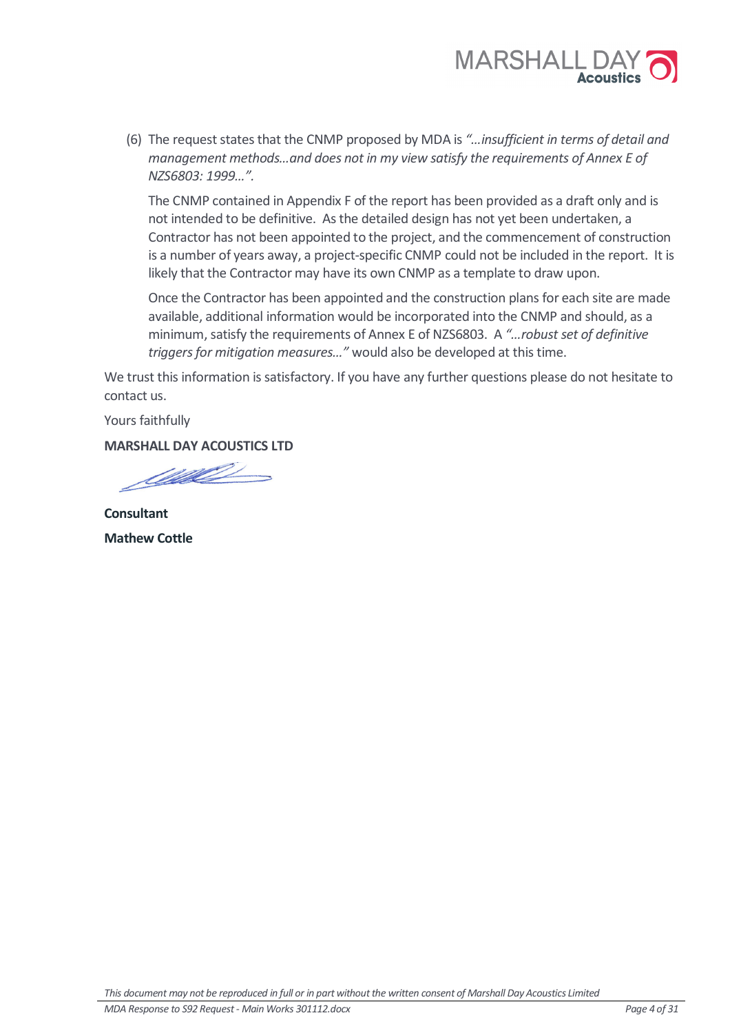(6) The request states that the CNMP proposed by MDA is *"…insufficient in terms of detail and management methods…and does not in my view satisfy the requirements of Annex E of NZS6803: 1999…"*.

The CNMP contained in Appendix F of the report has been provided as a draft only and is not intended to be definitive. As the detailed design has not yet been undertaken, a Contractor has not been appointed to the project, and the commencement of construction is a number of years away, a project-specific CNMP could not be included in the report. It is likely that the Contractor may have its own CNMP as a template to draw upon.

Once the Contractor has been appointed and the construction plans for each site are made available, additional information would be incorporated into the CNMP and should, as a minimum, satisfy the requirements of Annex E of NZS6803. A *"…robust set of definitive triggers for mitigation measures…"* would also be developed at this time.

We trust this information is satisfactory. If you have any further questions please do not hesitate to contact us.

Yours faithfully

**MARSHALL DAY ACOUSTICS LTD**

**Consultant**

**Mathew Cottle**

*This document may not be reproduced in full or in part without the written consent of Marshall Day Acoustics Limited*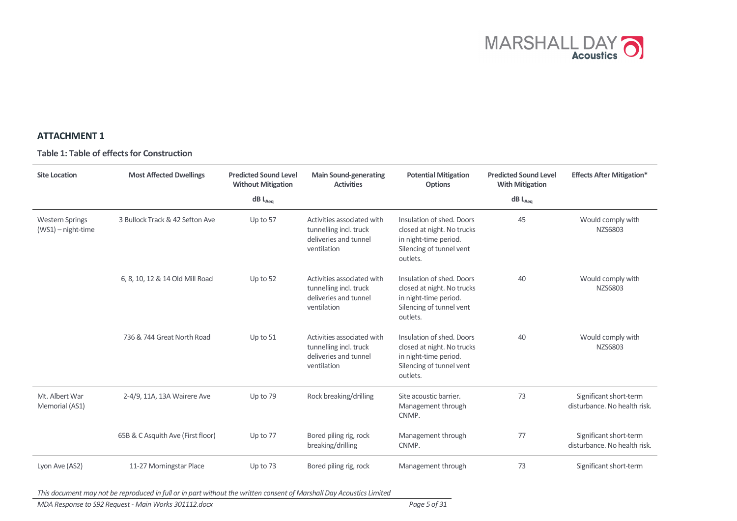## ATTACHMENT 1

### Table 1: Table of effects for Construction

| Site Location | Most Affected Dwellings | Predicted Sound Level Without Mitigation dB $L_{Aeq}$ | Main Sound-generating Activities | Potential Mitigation Options | Predicted Sound Level With Mitigation dB $L_{Aeq}$ | Effects After Mitigation* |
|---|---|---|---|---|---|---|
| Western Springs (WS1) – night-time | 3 Bullock Track & 42 Sefton Ave | Up to 57 | Activities associated with tunnelling incl. truck deliveries and tunnel ventilation | Insulation of shed. Doors closed at night. No trucks in night-time period. Silencing of tunnel vent outlets. | 45 | Would comply with NZS6803 |
| | 6, 8, 10, 12 & 14 Old Mill Road | Up to 52 | Activities associated with tunnelling incl. truck deliveries and tunnel ventilation | Insulation of shed. Doors closed at night. No trucks in night-time period. Silencing of tunnel vent outlets. | 40 | Would comply with NZS6803 |
| | 736 & 744 Great North Road | Up to 51 | Activities associated with tunnelling incl. truck deliveries and tunnel ventilation | Insulation of shed. Doors closed at night. No trucks in night-time period. Silencing of tunnel vent outlets. | 40 | Would comply with NZS6803 |
| Mt. Albert War Memorial (AS1) | 2-4/9, 11A, 13A Wairere Ave | Up to 79 | Rock breaking/drilling | Site acoustic barrier. Management through CNMP. | 73 | Significant short-term disturbance. No health risk. |
| | 65B & C Asquith Ave (First floor) | Up to 77 | Bored piling rig, rock breaking/drilling | Management through CNMP. | 77 | Significant short-term disturbance. No health risk. |
| Lyon Ave (AS2) | 11-27 Morningstar Place | Up to 73 | Bored piling rig, rock | Management through | 73 | Significant short-term |

*This document may not be reproduced in full or in part without the written consent of Marshall Day Acoustics Limited*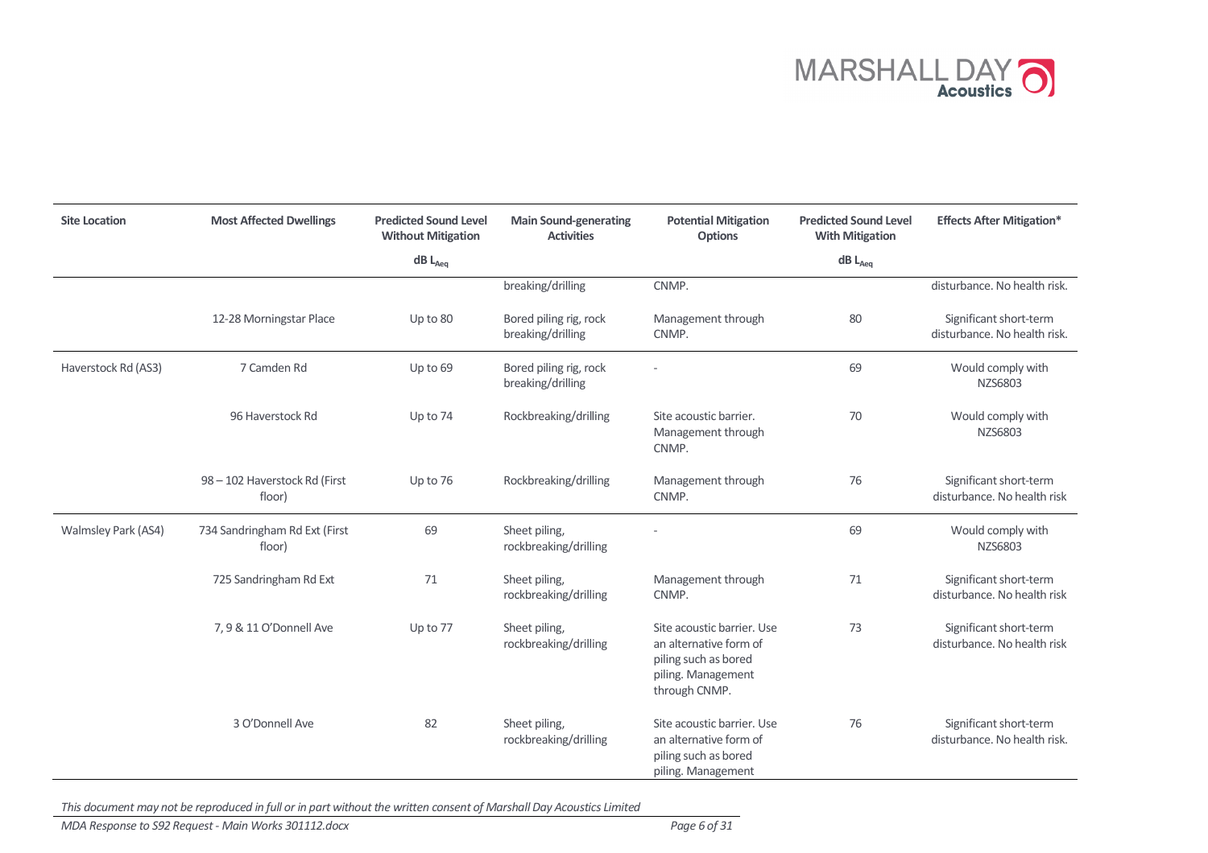| Site Location | Most Affected Dwellings | Predicted Sound Level Without Mitigation dB $L_{Aeq}$ | Main Sound-generating Activities | Potential Mitigation Options | Predicted Sound Level With Mitigation dB $L_{Aeq}$ | Effects After Mitigation* |
|---|---|---|---|---|---|---|
| | | | breaking/drilling | CNMP. | | disturbance. No health risk. |
| | 12-28 Morningstar Place | Up to 80 | Bored piling rig, rock breaking/drilling | Management through CNMP. | 80 | Significant short-term disturbance. No health risk. |
| Haverstock Rd (AS3) | 7 Camden Rd | Up to 69 | Bored piling rig, rock breaking/drilling | - | 69 | Would comply with NZS6803 |
| | 96 Haverstock Rd | Up to 74 | Rockbreaking/drilling | Site acoustic barrier. Management through CNMP. | 70 | Would comply with NZS6803 |
| | 98 – 102 Haverstock Rd (First floor) | Up to 76 | Rockbreaking/drilling | Management through CNMP. | 76 | Significant short-term disturbance. No health risk |
| Walmsley Park (AS4) | 734 Sandringham Rd Ext (First floor) | 69 | Sheet piling, rockbreaking/drilling | - | 69 | Would comply with NZS6803 |
| | 725 Sandringham Rd Ext | 71 | Sheet piling, rockbreaking/drilling | Management through CNMP. | 71 | Significant short-term disturbance. No health risk |
| | 7, 9 & 11 O'Donnell Ave | Up to 77 | Sheet piling, rockbreaking/drilling | Site acoustic barrier. Use an alternative form of piling such as bored piling. Management through CNMP. | 73 | Significant short-term disturbance. No health risk |
| | 3 O'Donnell Ave | 82 | Sheet piling, rockbreaking/drilling | Site acoustic barrier. Use an alternative form of piling such as bored piling. Management | 76 | Significant short-term disturbance. No health risk. |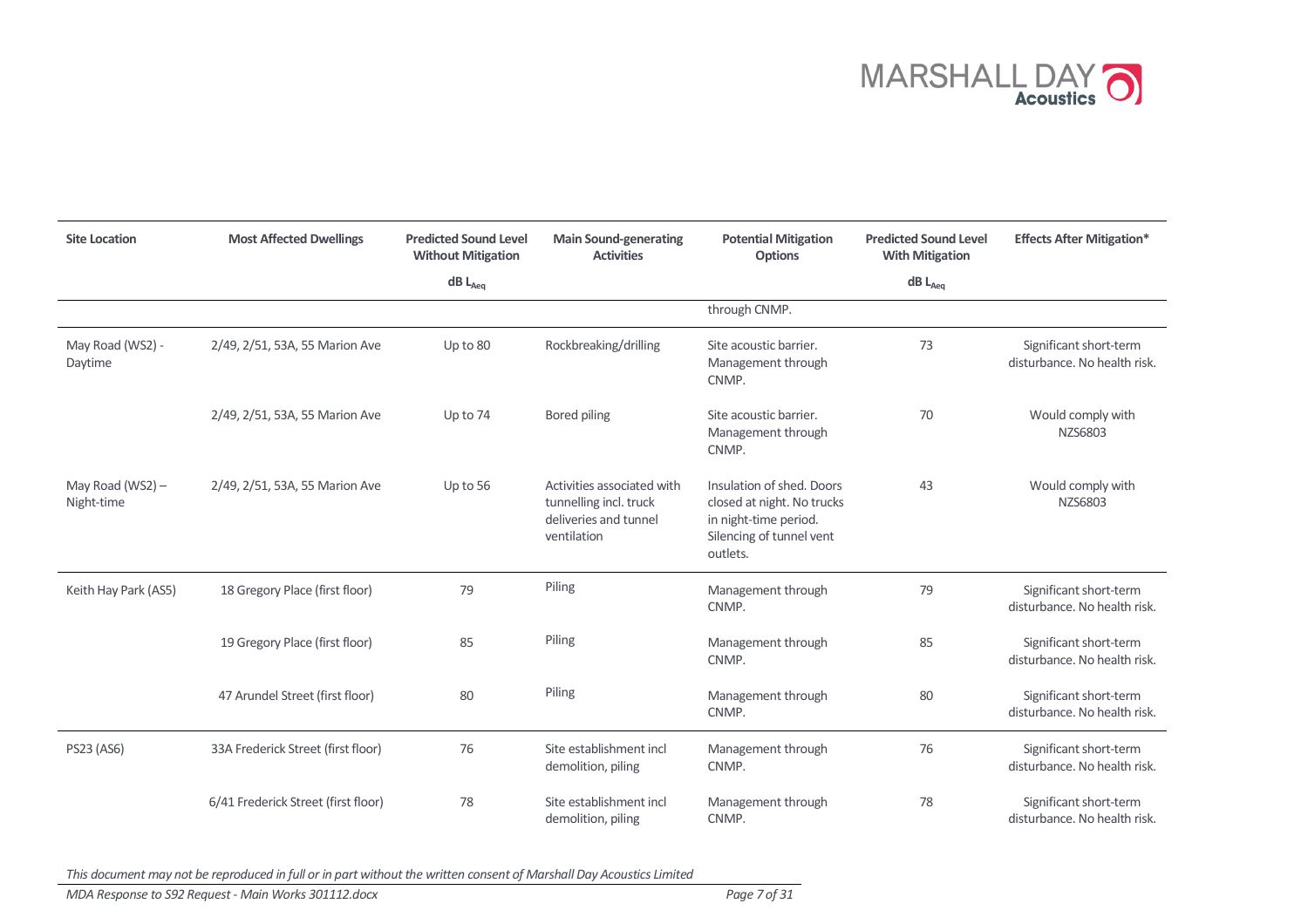| Site Location | Most Affected Dwellings | Predicted Sound Level Without Mitigation dB $L_{Aeq}$ | Main Sound-generating Activities | Potential Mitigation Options | Predicted Sound Level With Mitigation dB $L_{Aeq}$ | Effects After Mitigation* |
|---|---|---|---|---|---|---|
| | | | | through CNMP. | | |
| May Road (WS2) - Daytime | 2/49, 2/51, 53A, 55 Marion Ave | Up to 80 | Rockbreaking/drilling | Site acoustic barrier. Management through CNMP. | 73 | Significant short-term disturbance. No health risk. |
| | 2/49, 2/51, 53A, 55 Marion Ave | Up to 74 | Bored piling | Site acoustic barrier. Management through CNMP. | 70 | Would comply with NZS6803 |
| May Road (WS2) – Night-time | 2/49, 2/51, 53A, 55 Marion Ave | Up to 56 | Activities associated with tunnelling incl. truck deliveries and tunnel ventilation | Insulation of shed. Doors closed at night. No trucks in night-time period. Silencing of tunnel vent outlets. | 43 | Would comply with NZS6803 |
| Keith Hay Park (AS5) | 18 Gregory Place (first floor) | 79 | Piling | Management through CNMP. | 79 | Significant short-term disturbance. No health risk. |
| | 19 Gregory Place (first floor) | 85 | Piling | Management through CNMP. | 85 | Significant short-term disturbance. No health risk. |
| | 47 Arundel Street (first floor) | 80 | Piling | Management through CNMP. | 80 | Significant short-term disturbance. No health risk. |
| PS23 (AS6) | 33A Frederick Street (first floor) | 76 | Site establishment incl demolition, piling | Management through CNMP. | 76 | Significant short-term disturbance. No health risk. |
| | 6/41 Frederick Street (first floor) | 78 | Site establishment incl demolition, piling | Management through CNMP. | 78 | Significant short-term disturbance. No health risk. |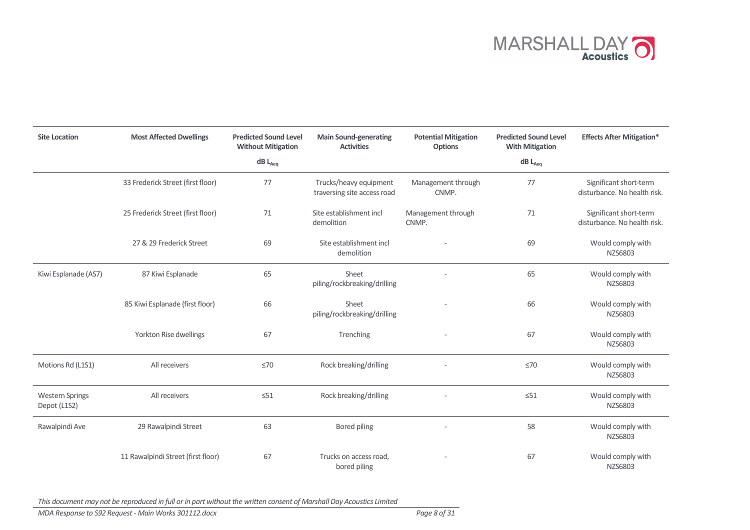| Site Location | Most Affected Dwellings | Predicted Sound Level Without Mitigation dB $L_{Aeq}$ | Main Sound-generating Activities | Potential Mitigation Options | Predicted Sound Level With Mitigation dB $L_{Aeq}$ | Effects After Mitigation* |
|---|---|---|---|---|---|---|
| | 33 Frederick Street (first floor) | 77 | Trucks/heavy equipment traversing site access road | Management through CNMP. | 77 | Significant short-term disturbance. No health risk. |
| | 25 Frederick Street (first floor) | 71 | Site establishment incl demolition | Management through CNMP. | 71 | Significant short-term disturbance. No health risk. |
| | 27 & 29 Frederick Street | 69 | Site establishment incl demolition | - | 69 | Would comply with NZS6803 |
| Kiwi Esplanade (AS7) | 87 Kiwi Esplanade | 65 | Sheet piling/rockbreaking/drilling | - | 65 | Would comply with NZS6803 |
| | 85 Kiwi Esplanade (first floor) | 66 | Sheet piling/rockbreaking/drilling | - | 66 | Would comply with NZS6803 |
| | Yorkton Rise dwellings | 67 | Trenching | - | 67 | Would comply with NZS6803 |
| Motions Rd (L1S1) | All receivers | ≤70 | Rock breaking/drilling | - | ≤70 | Would comply with NZS6803 |
| Western Springs Depot (L1S2) | All receivers | ≤51 | Rock breaking/drilling | - | ≤51 | Would comply with NZS6803 |
| Rawalpindi Ave | 29 Rawalpindi Street | 63 | Bored piling | - | 58 | Would comply with NZS6803 |
| | 11 Rawalpindi Street (first floor) | 67 | Trucks on access road, bored piling | - | 67 | Would comply with NZS6803 |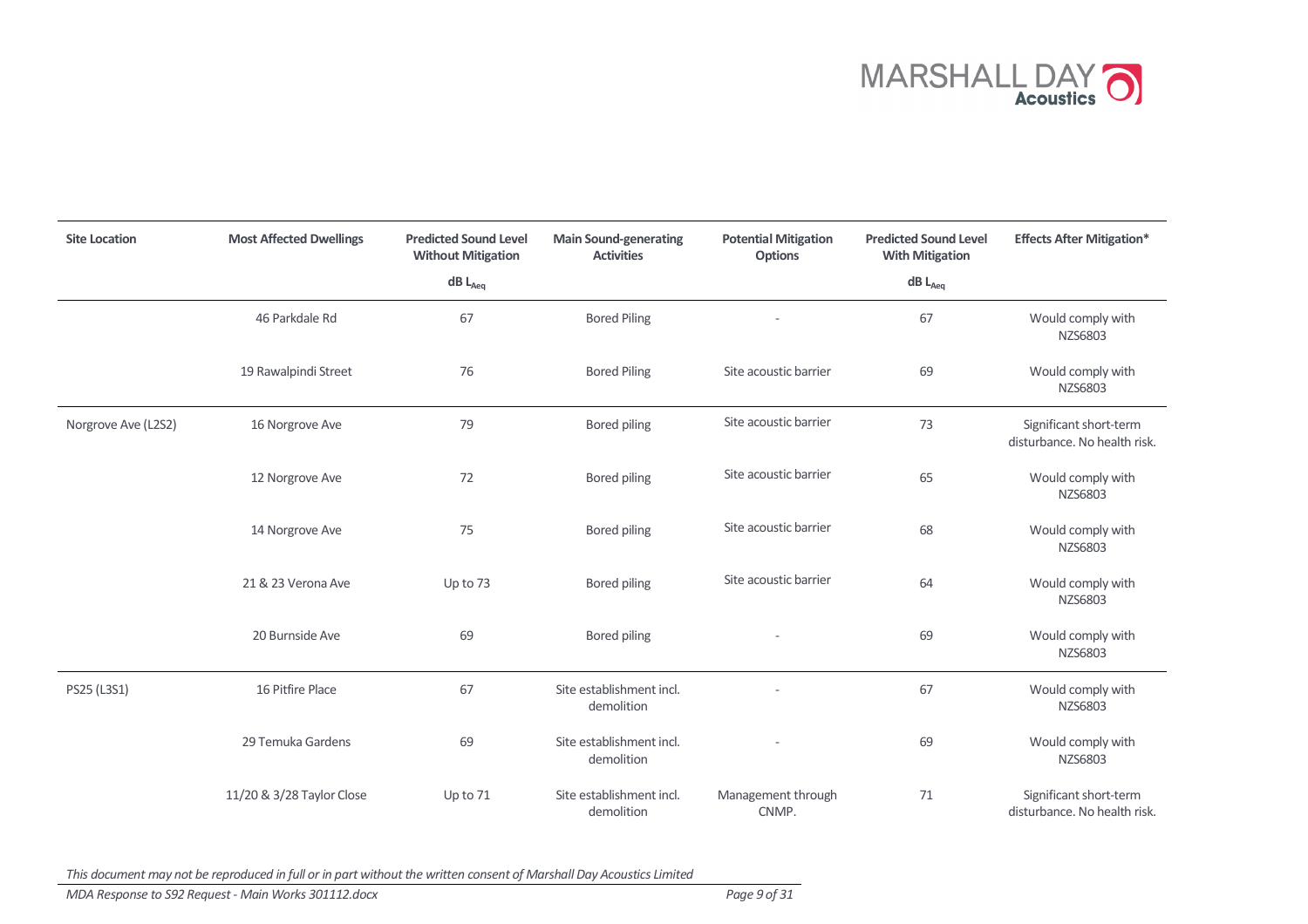| Site Location | Most Affected Dwellings | Predicted Sound Level Without Mitigation dB $L_{Aeq}$ | Main Sound-generating Activities | Potential Mitigation Options | Predicted Sound Level With Mitigation dB $L_{Aeq}$ | Effects After Mitigation* |
|---|---|---|---|---|---|---|
| | 46 Parkdale Rd | 67 | Bored Piling | - | 67 | Would comply with NZS6803 |
| | 19 Rawalpindi Street | 76 | Bored Piling | Site acoustic barrier | 69 | Would comply with NZS6803 |
| Norgrove Ave (L2S2) | 16 Norgrove Ave | 79 | Bored piling | Site acoustic barrier | 73 | Significant short-term disturbance. No health risk. |
| | 12 Norgrove Ave | 72 | Bored piling | Site acoustic barrier | 65 | Would comply with NZS6803 |
| | 14 Norgrove Ave | 75 | Bored piling | Site acoustic barrier | 68 | Would comply with NZS6803 |
| | 21 & 23 Verona Ave | Up to 73 | Bored piling | Site acoustic barrier | 64 | Would comply with NZS6803 |
| | 20 Burnside Ave | 69 | Bored piling | - | 69 | Would comply with NZS6803 |
| PS25 (L3S1) | 16 Pitfire Place | 67 | Site establishment incl. demolition | - | 67 | Would comply with NZS6803 |
| | 29 Temuka Gardens | 69 | Site establishment incl. demolition | - | 69 | Would comply with NZS6803 |
| | 11/20 & 3/28 Taylor Close | Up to 71 | Site establishment incl. demolition | Management through CNMP. | 71 | Significant short-term disturbance. No health risk. |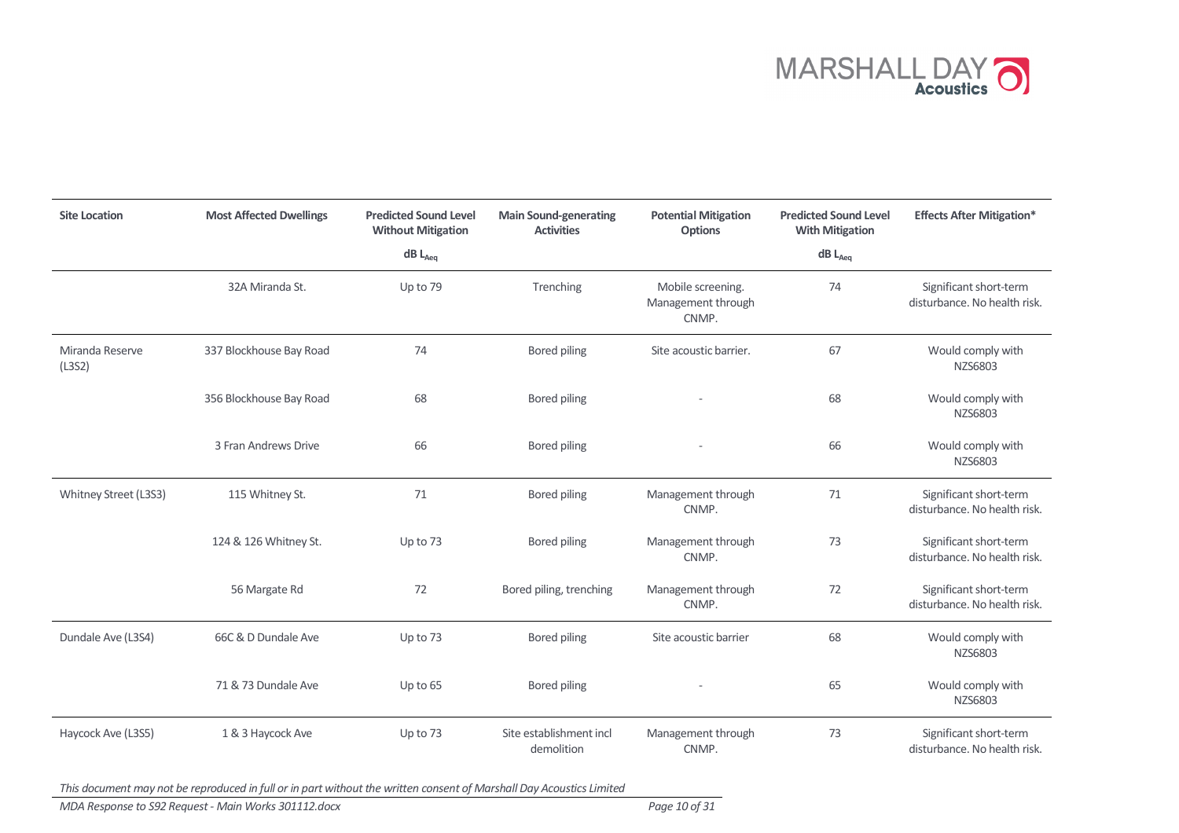| Site Location | Most Affected Dwellings | Predicted Sound Level Without Mitigation dB $L_{Aeq}$ | Main Sound-generating Activities | Potential Mitigation Options | Predicted Sound Level With Mitigation dB $L_{Aeq}$ | Effects After Mitigation* |
|---|---|---|---|---|---|---|
| | 32A Miranda St. | Up to 79 | Trenching | Mobile screening. Management through CNMP. | 74 | Significant short-term disturbance. No health risk. |
| Miranda Reserve (L3S2) | 337 Blockhouse Bay Road | 74 | Bored piling | Site acoustic barrier. | 67 | Would comply with NZS6803 |
| | 356 Blockhouse Bay Road | 68 | Bored piling | - | 68 | Would comply with NZS6803 |
| | 3 Fran Andrews Drive | 66 | Bored piling | - | 66 | Would comply with NZS6803 |
| Whitney Street (L3S3) | 115 Whitney St. | 71 | Bored piling | Management through CNMP. | 71 | Significant short-term disturbance. No health risk. |
| | 124 & 126 Whitney St. | Up to 73 | Bored piling | Management through CNMP. | 73 | Significant short-term disturbance. No health risk. |
| | 56 Margate Rd | 72 | Bored piling, trenching | Management through CNMP. | 72 | Significant short-term disturbance. No health risk. |
| Dundale Ave (L3S4) | 66C & D Dundale Ave | Up to 73 | Bored piling | Site acoustic barrier | 68 | Would comply with NZS6803 |
| | 71 & 73 Dundale Ave | Up to 65 | Bored piling | - | 65 | Would comply with NZS6803 |
| Haycock Ave (L3S5) | 1 & 3 Haycock Ave | Up to 73 | Site establishment incl demolition | Management through CNMP. | 73 | Significant short-term disturbance. No health risk. |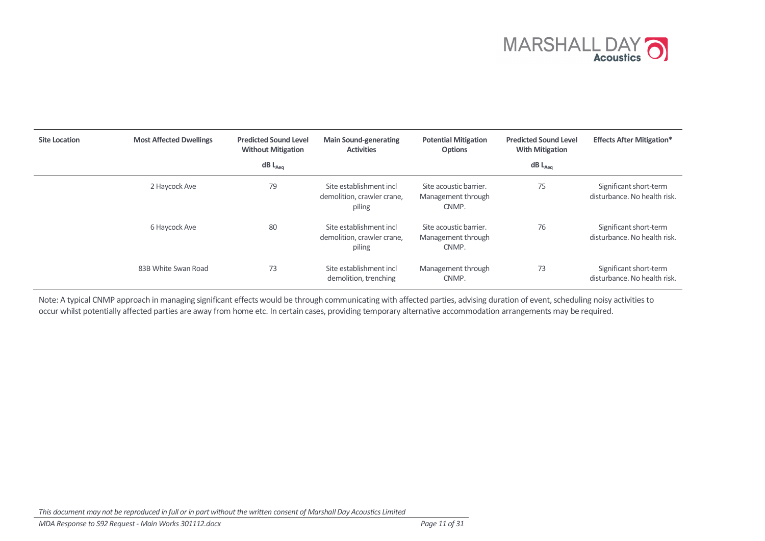| Site Location | Most Affected Dwellings | Predicted Sound Level Without Mitigation dB $L_{Aeq}$ | Main Sound-generating Activities | Potential Mitigation Options | Predicted Sound Level With Mitigation dB $L_{Aeq}$ | Effects After Mitigation* |
|---|---|---|---|---|---|---|
| | 2 Haycock Ave | 79 | Site establishment incl demolition, crawler crane, piling | Site acoustic barrier. Management through CNMP. | 75 | Significant short-term disturbance. No health risk. |
| | 6 Haycock Ave | 80 | Site establishment incl demolition, crawler crane, piling | Site acoustic barrier. Management through CNMP. | 76 | Significant short-term disturbance. No health risk. |
| | 83B White Swan Road | 73 | Site establishment incl demolition, trenching | Management through CNMP. | 73 | Significant short-term disturbance. No health risk. |

Note: A typical CNMP approach in managing significant effects would be through communicating with affected parties, advising duration of event, scheduling noisy activities to occur whilst potentially affected parties are away from home etc. In certain cases, providing temporary alternative accommodation arrangements may be required.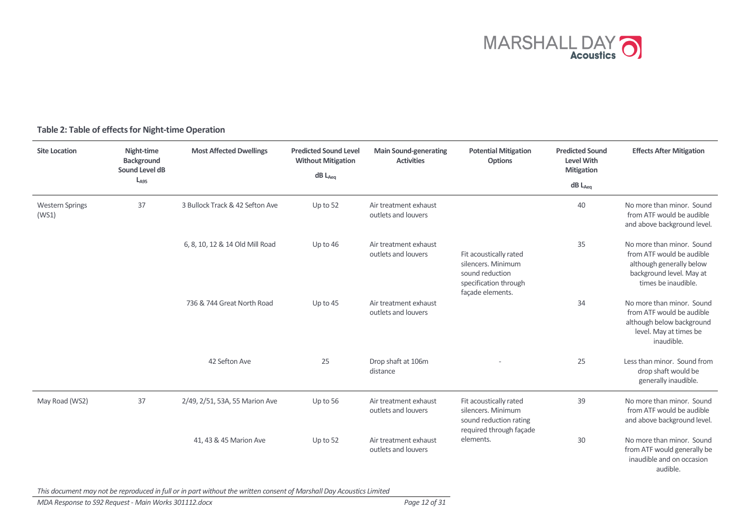**Table 2: Table of effects for Night-time Operation**

| Site Location | Night-time Background Sound Level dB $L_{A95}$ | Most Affected Dwellings | Predicted Sound Level Without Mitigation dB $L_{Aeq}$ | Main Sound-generating Activities | Potential Mitigation Options | Predicted Sound Level With Mitigation dB $L_{Aeq}$ | Effects After Mitigation |
|---|---|---|---|---|---|---|---|
| Western Springs (WS1) | 37 | 3 Bullock Track & 42 Sefton Ave | Up to 52 | Air treatment exhaust outlets and louvers | Fit acoustically rated silencers. Minimum sound reduction specification through façade elements. | 40 | No more than minor. Sound from ATF would be audible and above background level. |
| | | 6, 8, 10, 12 & 14 Old Mill Road | Up to 46 | Air treatment exhaust outlets and louvers | | 35 | No more than minor. Sound from ATF would be audible although generally below background level. May at times be inaudible. |
| | | 736 & 744 Great North Road | Up to 45 | Air treatment exhaust outlets and louvers | | 34 | No more than minor. Sound from ATF would be audible although below background level. May at times be inaudible. |
| | | 42 Sefton Ave | 25 | Drop shaft at 106m distance | - | 25 | Less than minor. Sound from drop shaft would be generally inaudible. |
| May Road (WS2) | 37 | 2/49, 2/51, 53A, 55 Marion Ave | Up to 56 | Air treatment exhaust outlets and louvers | Fit acoustically rated silencers. Minimum sound reduction rating required through façade elements. | 39 | No more than minor. Sound from ATF would be audible and above background level. |
| | | 41, 43 & 45 Marion Ave | Up to 52 | Air treatment exhaust outlets and louvers | | 30 | No more than minor. Sound from ATF would generally be inaudible and on occasion audible. |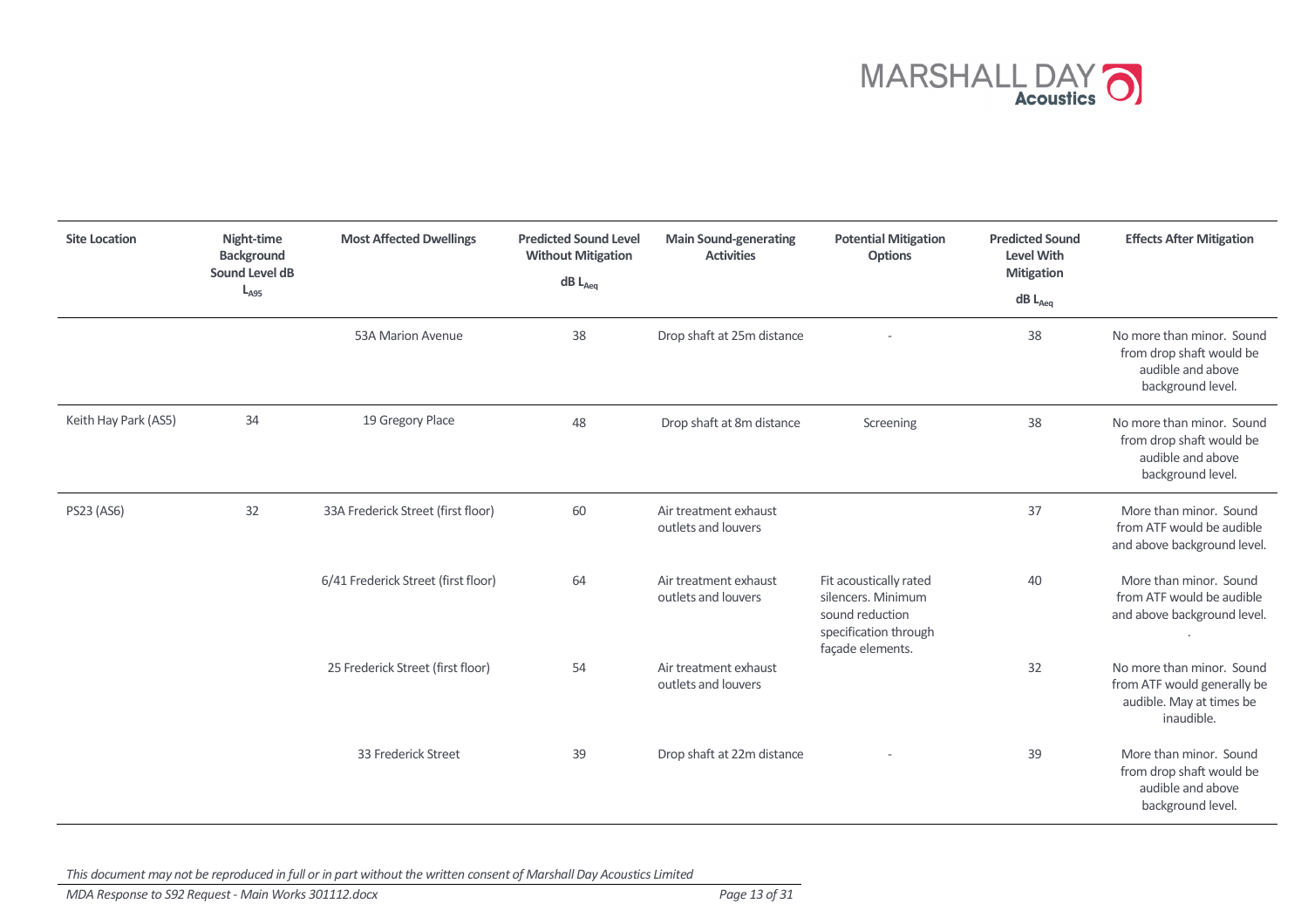| Site Location | Night-time Background Sound Level dB $L_{A95}$ | Most Affected Dwellings | Predicted Sound Level Without Mitigation dB $L_{Aeq}$ | Main Sound-generating Activities | Potential Mitigation Options | Predicted Sound Level With Mitigation dB $L_{Aeq}$ | Effects After Mitigation |
|---|---|---|---|---|---|---|---|
| | | 53A Marion Avenue | 38 | Drop shaft at 25m distance | - | 38 | No more than minor. Sound from drop shaft would be audible and above background level. |
| Keith Hay Park (AS5) | 34 | 19 Gregory Place | 48 | Drop shaft at 8m distance | Screening | 38 | No more than minor. Sound from drop shaft would be audible and above background level. |
| PS23 (AS6) | 32 | 33A Frederick Street (first floor) | 60 | Air treatment exhaust outlets and louvers | | 37 | More than minor. Sound from ATF would be audible and above background level. |
| | | 6/41 Frederick Street (first floor) | 64 | Air treatment exhaust outlets and louvers | Fit acoustically rated silencers. Minimum sound reduction specification through façade elements. | 40 | More than minor. Sound from ATF would be audible and above background level. . |
| | | 25 Frederick Street (first floor) | 54 | Air treatment exhaust outlets and louvers | | 32 | No more than minor. Sound from ATF would generally be audible. May at times be inaudible. |
| | | 33 Frederick Street | 39 | Drop shaft at 22m distance | - | 39 | More than minor. Sound from drop shaft would be audible and above background level. |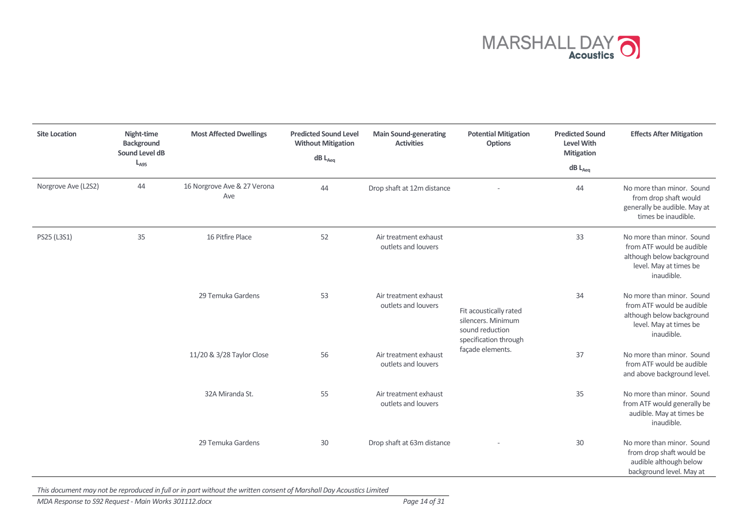| Site Location | Night-time Background Sound Level dB $L_{A95}$ | Most Affected Dwellings | Predicted Sound Level Without Mitigation dB $L_{Aeq}$ | Main Sound-generating Activities | Potential Mitigation Options | Predicted Sound Level With Mitigation dB $L_{Aeq}$ | Effects After Mitigation |
|---|---|---|---|---|---|---|---|
| Norgrove Ave (L2S2) | 44 | 16 Norgrove Ave & 27 Verona Ave | 44 | Drop shaft at 12m distance | - | 44 | No more than minor. Sound from drop shaft would generally be audible. May at times be inaudible. |
| PS25 (L3S1) | 35 | 16 Pitfire Place | 52 | Air treatment exhaust outlets and louvers | Fit acoustically rated silencers. Minimum sound reduction specification through façade elements. | 33 | No more than minor. Sound from ATF would be audible although below background level. May at times be inaudible. |
| | | 29 Temuka Gardens | 53 | Air treatment exhaust outlets and louvers | | 34 | No more than minor. Sound from ATF would be audible although below background level. May at times be inaudible. |
| | | 11/20 & 3/28 Taylor Close | 56 | Air treatment exhaust outlets and louvers | | 37 | No more than minor. Sound from ATF would be audible and above background level. |
| | | 32A Miranda St. | 55 | Air treatment exhaust outlets and louvers | | 35 | No more than minor. Sound from ATF would generally be audible. May at times be inaudible. |
| | | 29 Temuka Gardens | 30 | Drop shaft at 63m distance | - | 30 | No more than minor. Sound from drop shaft would be audible although below background level. May at |

*This document may not be reproduced in full or in part without the written consent of Marshall Day Acoustics Limited*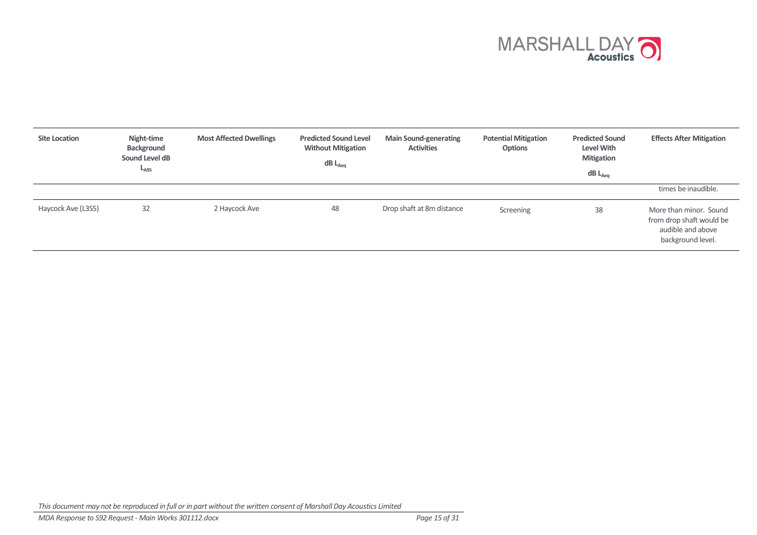| Site Location | Night-time Background Sound Level dB $L_{A95}$ | Most Affected Dwellings | Predicted Sound Level Without Mitigation dB $L_{Aeq}$ | Main Sound-generating Activities | Potential Mitigation Options | Predicted Sound Level With Mitigation dB $L_{Aeq}$ | Effects After Mitigation |
|---|---|---|---|---|---|---|---|
| | | | | | | | times be inaudible. |
| Haycock Ave (L3S5) | 32 | 2 Haycock Ave | 48 | Drop shaft at 8m distance | Screening | 38 | More than minor. Sound from drop shaft would be audible and above background level. |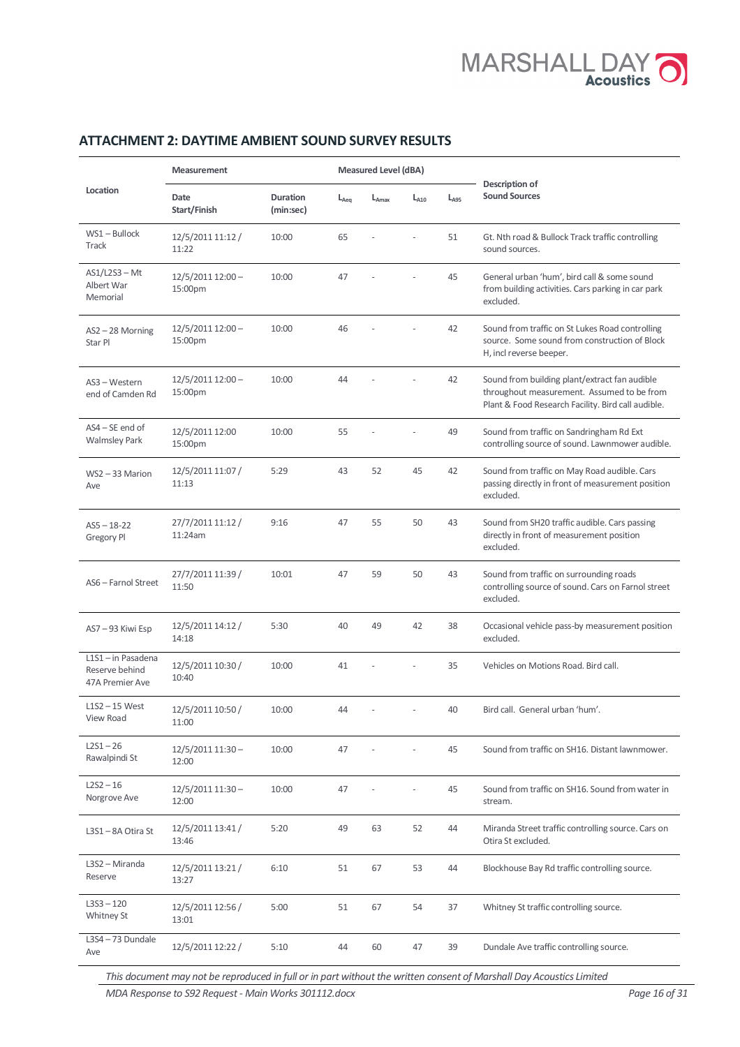## ATTACHMENT 2: DAYTIME AMBIENT SOUND SURVEY RESULTS

| Location | Measurement | | Measured Level (dBA) | | | | Description of Sound Sources |
|---|---|---|---|---|---|---|---|
| | Date Start/Finish | Duration (min:sec) | $L_{Aeq}$ | $L_{Amax}$ | $L_{A10}$ | $L_{A95}$ | |
| WS1 – Bullock Track | 12/5/2011 11:12 / 11:22 | 10:00 | 65 | - | - | 51 | Gt. Nth road & Bullock Track traffic controlling sound sources. |
| AS1/L2S3 – Mt Albert War Memorial | 12/5/2011 12:00 – 15:00pm | 10:00 | 47 | - | - | 45 | General urban 'hum', bird call & some sound from building activities. Cars parking in car park excluded. |
| AS2 – 28 Morning Star Pl | 12/5/2011 12:00 – 15:00pm | 10:00 | 46 | - | - | 42 | Sound from traffic on St Lukes Road controlling source. Some sound from construction of Block H, incl reverse beeper. |
| AS3 – Western end of Camden Rd | 12/5/2011 12:00 – 15:00pm | 10:00 | 44 | - | - | 42 | Sound from building plant/extract fan audible throughout measurement. Assumed to be from Plant & Food Research Facility. Bird call audible. |
| AS4 – SE end of Walmsley Park | 12/5/2011 12:00 15:00pm | 10:00 | 55 | - | - | 49 | Sound from traffic on Sandringham Rd Ext controlling source of sound. Lawnmower audible. |
| WS2 – 33 Marion Ave | 12/5/2011 11:07 / 11:13 | 5:29 | 43 | 52 | 45 | 42 | Sound from traffic on May Road audible. Cars passing directly in front of measurement position excluded. |
| AS5 – 18-22 Gregory Pl | 27/7/2011 11:12 / 11:24am | 9:16 | 47 | 55 | 50 | 43 | Sound from SH20 traffic audible. Cars passing directly in front of measurement position excluded. |
| AS6 – Farnol Street | 27/7/2011 11:39 / 11:50 | 10:01 | 47 | 59 | 50 | 43 | Sound from traffic on surrounding roads controlling source of sound. Cars on Farnol street excluded. |
| AS7 – 93 Kiwi Esp | 12/5/2011 14:12 / 14:18 | 5:30 | 40 | 49 | 42 | 38 | Occasional vehicle pass-by measurement position excluded. |
| L1S1 – in Pasadena Reserve behind 47A Premier Ave | 12/5/2011 10:30 / 10:40 | 10:00 | 41 | - | - | 35 | Vehicles on Motions Road. Bird call. |
| L1S2 – 15 West View Road | 12/5/2011 10:50 / 11:00 | 10:00 | 44 | - | - | 40 | Bird call. General urban 'hum'. |
| L2S1 – 26 Rawalpindi St | 12/5/2011 11:30 – 12:00 | 10:00 | 47 | - | - | 45 | Sound from traffic on SH16. Distant lawnmower. |
| L2S2 – 16 Norgrove Ave | 12/5/2011 11:30 – 12:00 | 10:00 | 47 | - | - | 45 | Sound from traffic on SH16. Sound from water in stream. |
| L3S1 – 8A Otira St | 12/5/2011 13:41 / 13:46 | 5:20 | 49 | 63 | 52 | 44 | Miranda Street traffic controlling source. Cars on Otira St excluded. |
| L3S2 – Miranda Reserve | 12/5/2011 13:21 / 13:27 | 6:10 | 51 | 67 | 53 | 44 | Blockhouse Bay Rd traffic controlling source. |
| L3S3 – 120 Whitney St | 12/5/2011 12:56 / 13:01 | 5:00 | 51 | 67 | 54 | 37 | Whitney St traffic controlling source. |
| L3S4 – 73 Dundale Ave | 12/5/2011 12:22 / | 5:10 | 44 | 60 | 47 | 39 | Dundale Ave traffic controlling source. |

*This document may not be reproduced in full or in part without the written consent of Marshall Day Acoustics Limited*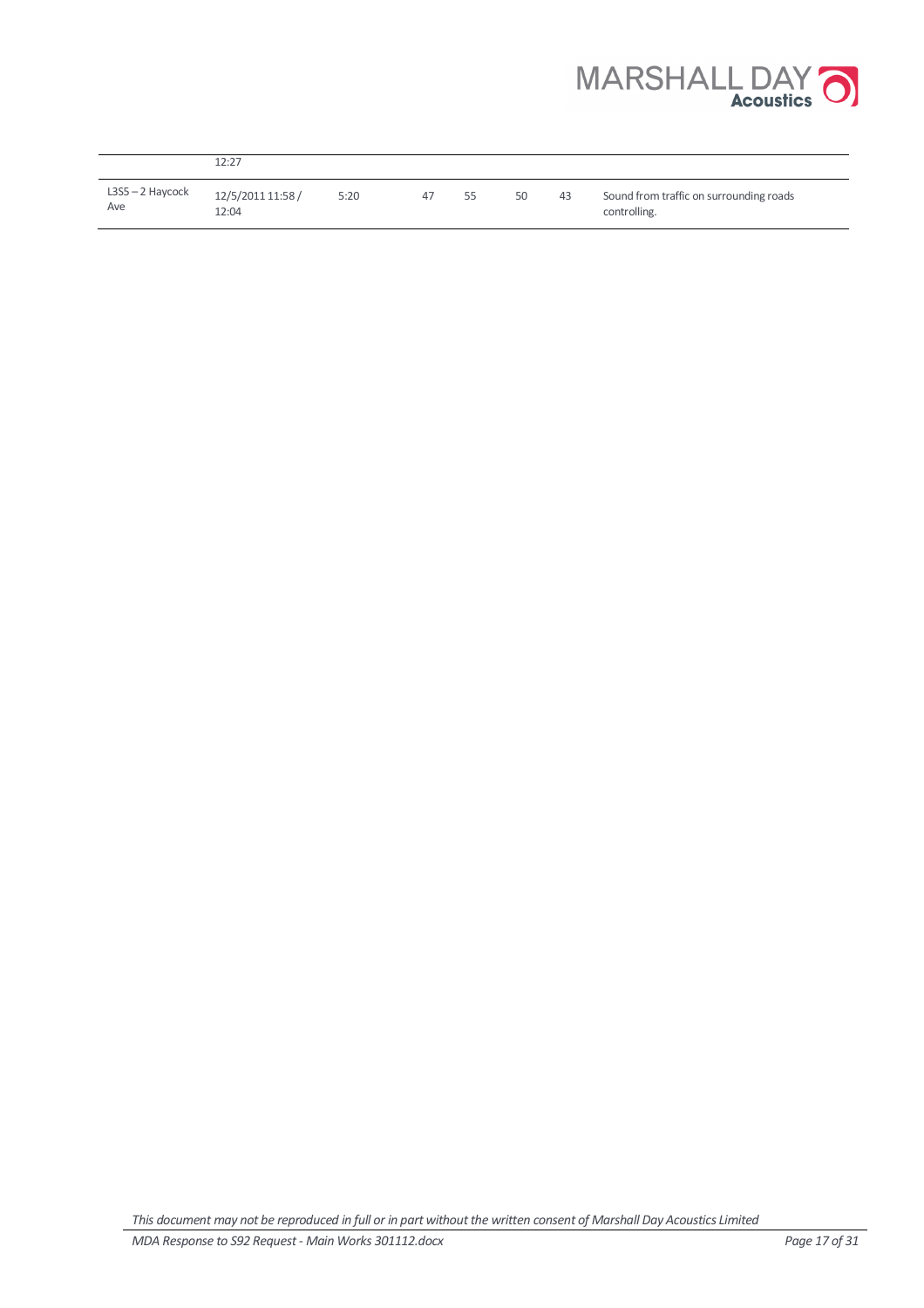|  |  |  |  |  |  |  |  |
|---|---|---|---|---|---|---|---|
|  | 12:27 |  |  |  |  |  |  |
| L3S5 – 2 Haycock Ave | 12/5/2011 11:58 / 12:04 | 5:20 | 47 | 55 | 50 | 43 | Sound from traffic on surrounding roads controlling. |

*This document may not be reproduced in full or in part without the written consent of Marshall Day Acoustics Limited*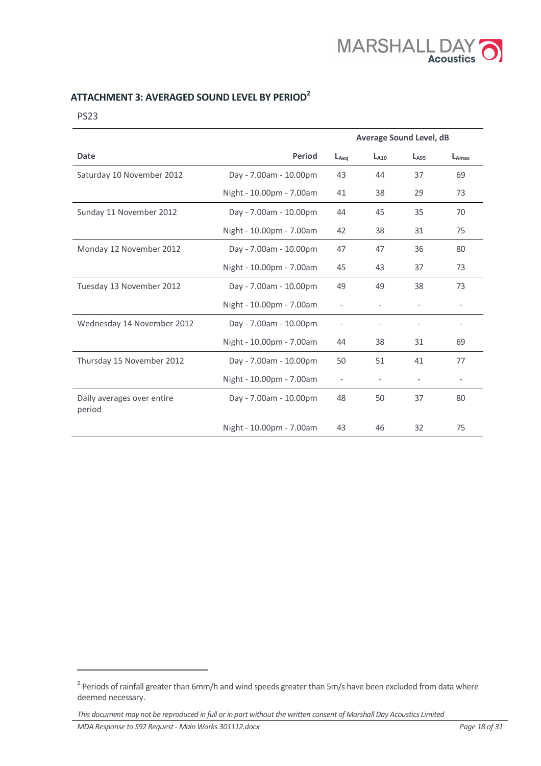## ATTACHMENT 3: AVERAGED SOUND LEVEL BY PERIOD[2]

PS23

| | | Average Sound Level, dB | | | |
|---|---|---|---|---|---|
| **Date** | **Period** | $L_{Aeq}$ | $L_{A10}$ | $L_{A95}$ | $L_{Amax}$ |
| Saturday 10 November 2012 | Day - 7.00am - 10.00pm | 43 | 44 | 37 | 69 |
| | Night - 10.00pm - 7.00am | 41 | 38 | 29 | 73 |
| Sunday 11 November 2012 | Day - 7.00am - 10.00pm | 44 | 45 | 35 | 70 |
| | Night - 10.00pm - 7.00am | 42 | 38 | 31 | 75 |
| Monday 12 November 2012 | Day - 7.00am - 10.00pm | 47 | 47 | 36 | 80 |
| | Night - 10.00pm - 7.00am | 45 | 43 | 37 | 73 |
| Tuesday 13 November 2012 | Day - 7.00am - 10.00pm | 49 | 49 | 38 | 73 |
| | Night - 10.00pm - 7.00am | - | - | - | - |
| Wednesday 14 November 2012 | Day - 7.00am - 10.00pm | - | - | - | - |
| | Night - 10.00pm - 7.00am | 44 | 38 | 31 | 69 |
| Thursday 15 November 2012 | Day - 7.00am - 10.00pm | 50 | 51 | 41 | 77 |
| | Night - 10.00pm - 7.00am | - | - | - | - |
| Daily averages over entire period | Day - 7.00am - 10.00pm | 48 | 50 | 37 | 80 |
| | Night - 10.00pm - 7.00am | 43 | 46 | 32 | 75 |

[2] Periods of rainfall greater than 6mm/h and wind speeds greater than 5m/s have been excluded from data where deemed necessary.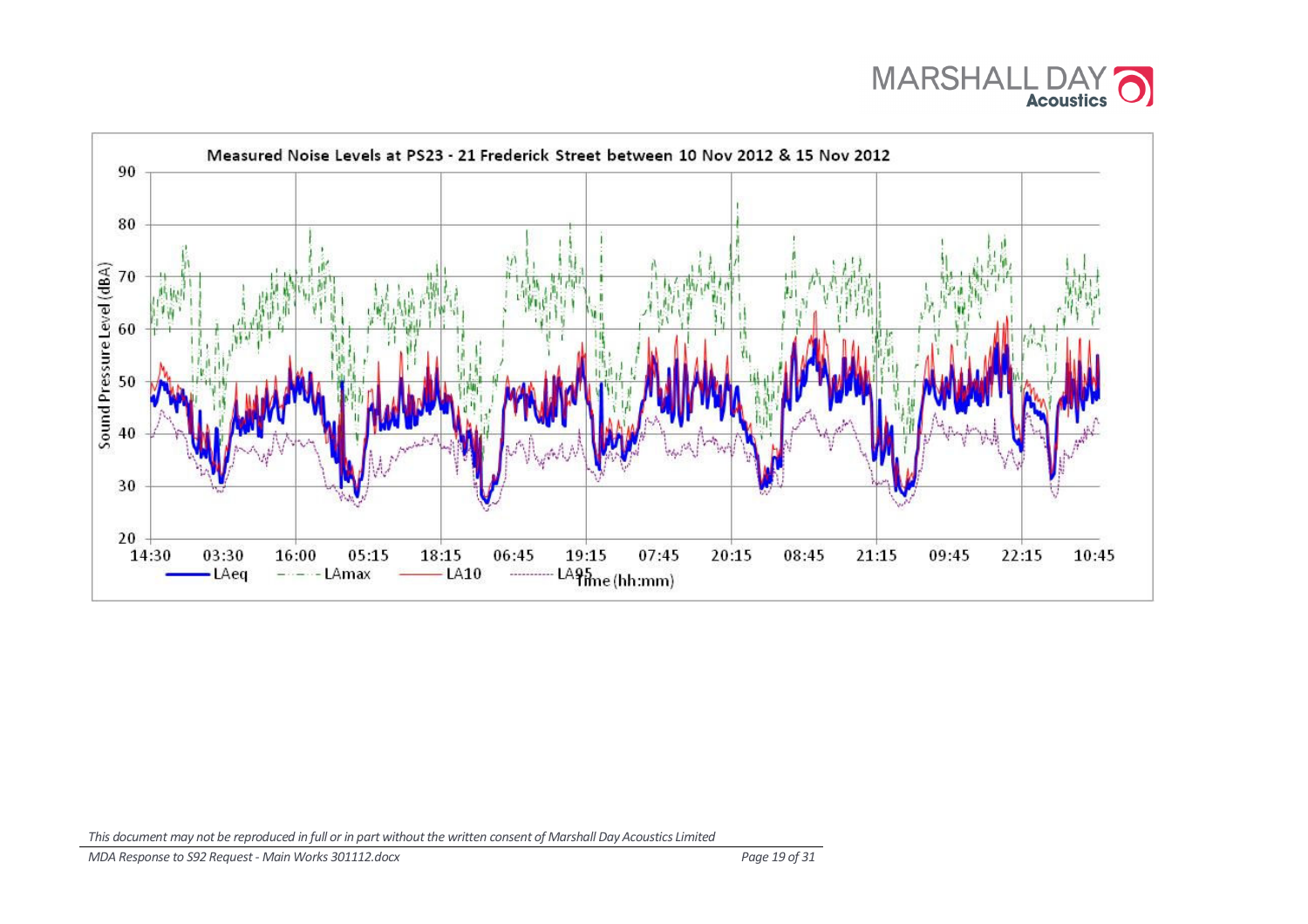Measured Noise Levels at PS23 - 21 Frederick Street between 10 Nov 2012 & 15 Nov 2012

Sound Pressure Level (dBA)

Time (hh:mm)

LAeq — LAmax — LA10 — LA95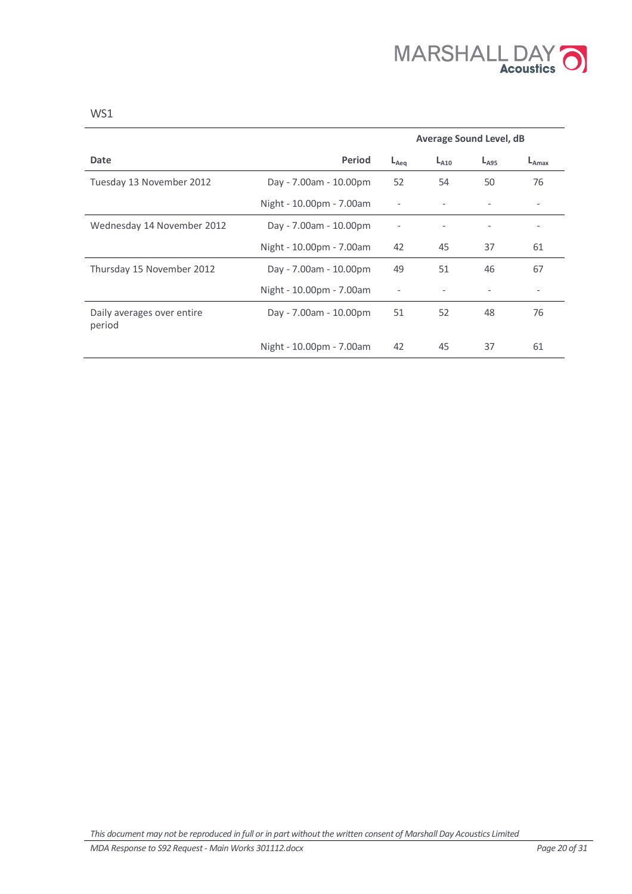WS1

| Date | Period | Average Sound Level, dB | | | |
|---|---|---|---|---|---|
| | | $L_{Aeq}$ | $L_{A10}$ | $L_{A95}$ | $L_{Amax}$ |
| Tuesday 13 November 2012 | Day - 7.00am - 10.00pm | 52 | 54 | 50 | 76 |
| | Night - 10.00pm - 7.00am | - | - | - | - |
| Wednesday 14 November 2012 | Day - 7.00am - 10.00pm | - | - | - | - |
| | Night - 10.00pm - 7.00am | 42 | 45 | 37 | 61 |
| Thursday 15 November 2012 | Day - 7.00am - 10.00pm | 49 | 51 | 46 | 67 |
| | Night - 10.00pm - 7.00am | - | - | - | - |
| Daily averages over entire period | Day - 7.00am - 10.00pm | 51 | 52 | 48 | 76 |
| | Night - 10.00pm - 7.00am | 42 | 45 | 37 | 61 |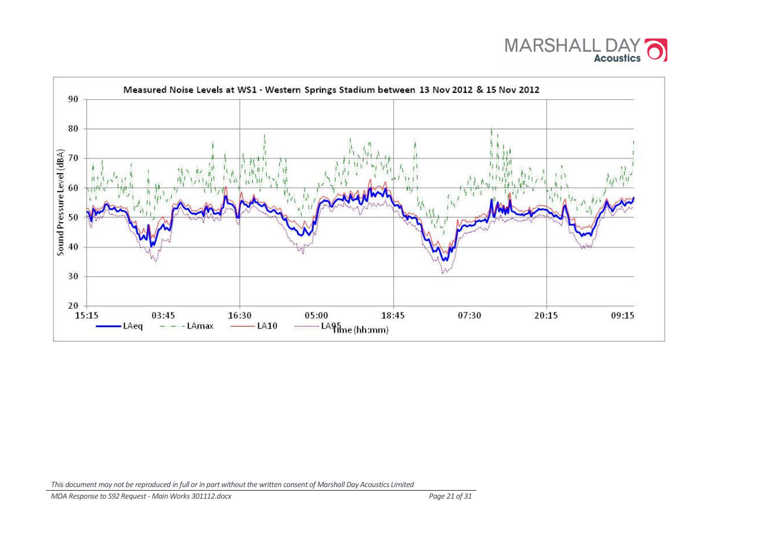Measured Noise Levels at WS1 - Western Springs Stadium between 13 Nov 2012 & 15 Nov 2012

Sound Pressure Level (dBA): 20, 30, 40, 50, 60, 70, 80, 90

Time (hh:mm): 15:15, 03:45, 16:30, 05:00, 18:45, 07:30, 20:15, 09:15

LAeq — LAmax — LA10 — LA95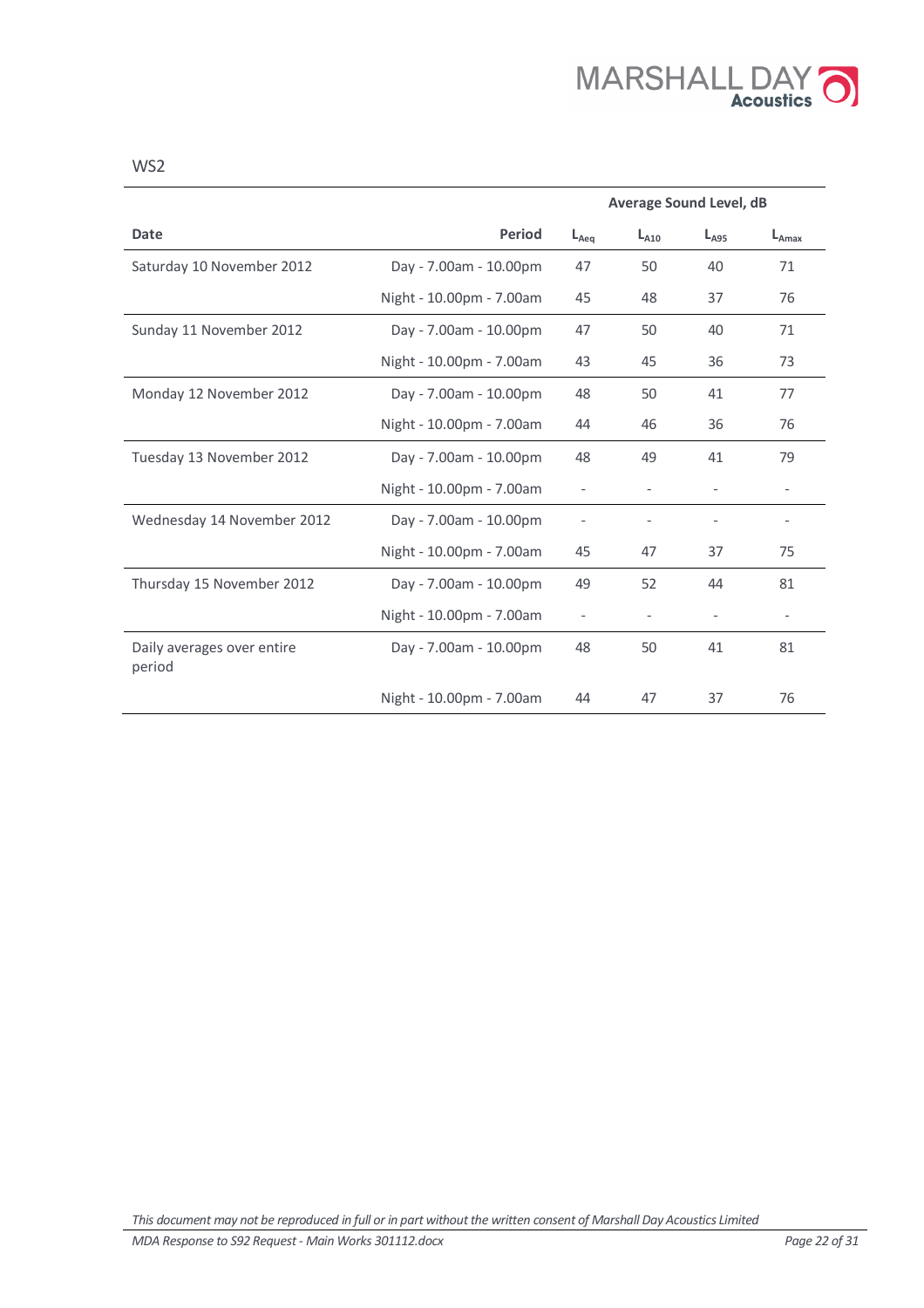WS2

| | | Average Sound Level, dB | | | |
|---|---|---|---|---|---|
| **Date** | **Period** | $L_{Aeq}$ | $L_{A10}$ | $L_{A95}$ | $L_{Amax}$ |
| Saturday 10 November 2012 | Day - 7.00am - 10.00pm | 47 | 50 | 40 | 71 |
| | Night - 10.00pm - 7.00am | 45 | 48 | 37 | 76 |
| Sunday 11 November 2012 | Day - 7.00am - 10.00pm | 47 | 50 | 40 | 71 |
| | Night - 10.00pm - 7.00am | 43 | 45 | 36 | 73 |
| Monday 12 November 2012 | Day - 7.00am - 10.00pm | 48 | 50 | 41 | 77 |
| | Night - 10.00pm - 7.00am | 44 | 46 | 36 | 76 |
| Tuesday 13 November 2012 | Day - 7.00am - 10.00pm | 48 | 49 | 41 | 79 |
| | Night - 10.00pm - 7.00am | - | - | - | - |
| Wednesday 14 November 2012 | Day - 7.00am - 10.00pm | - | - | - | - |
| | Night - 10.00pm - 7.00am | 45 | 47 | 37 | 75 |
| Thursday 15 November 2012 | Day - 7.00am - 10.00pm | 49 | 52 | 44 | 81 |
| | Night - 10.00pm - 7.00am | - | - | - | - |
| Daily averages over entire period | Day - 7.00am - 10.00pm | 48 | 50 | 41 | 81 |
| | Night - 10.00pm - 7.00am | 44 | 47 | 37 | 76 |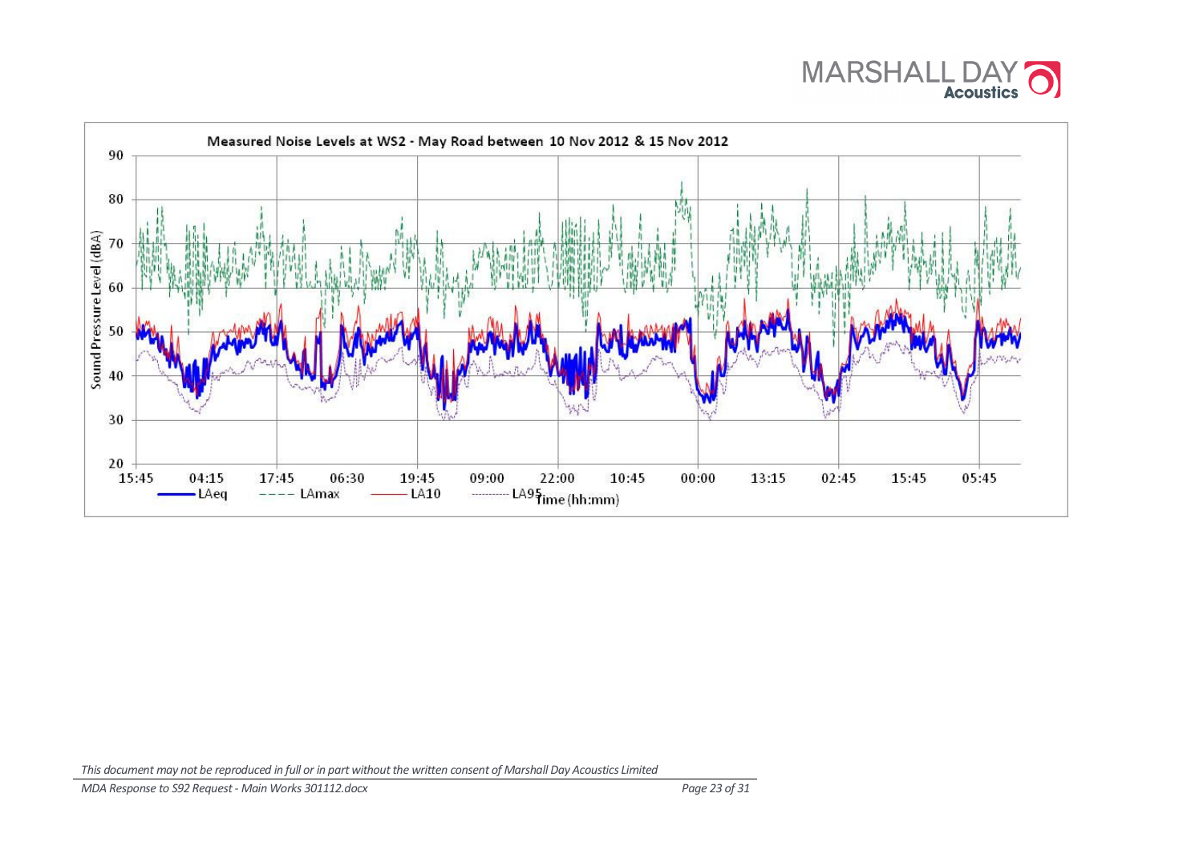Measured Noise Levels at WS2 - May Road between 10 Nov 2012 & 15 Nov 2012

Sound Pressure Level (dBA)

90
80
70
60
50
40
30
20

15:45 04:15 17:45 06:30 19:45 09:00 22:00 10:45 00:00 13:15 02:45 15:45 05:45

Time (hh:mm)

LAeq LAmax LA10 LA95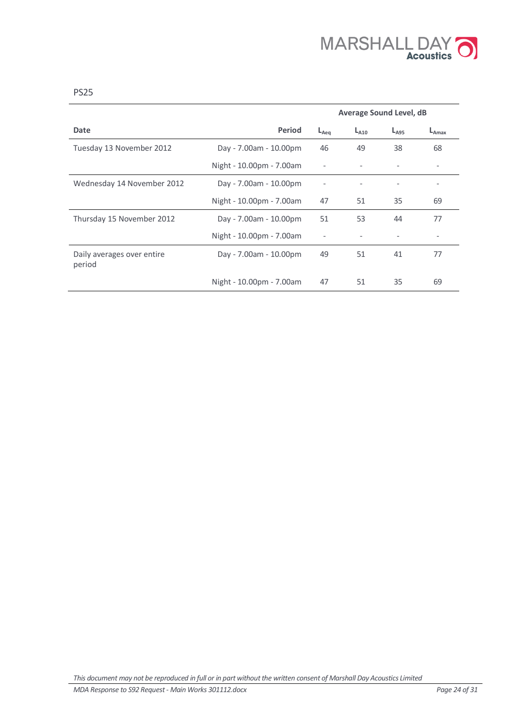PS25

| Date | Period | Average Sound Level, dB | | | |
|---|---|---|---|---|---|
| | | $L_{Aeq}$ | $L_{A10}$ | $L_{A95}$ | $L_{Amax}$ |
| Tuesday 13 November 2012 | Day - 7.00am - 10.00pm | 46 | 49 | 38 | 68 |
| | Night - 10.00pm - 7.00am | - | - | - | - |
| Wednesday 14 November 2012 | Day - 7.00am - 10.00pm | - | - | - | - |
| | Night - 10.00pm - 7.00am | 47 | 51 | 35 | 69 |
| Thursday 15 November 2012 | Day - 7.00am - 10.00pm | 51 | 53 | 44 | 77 |
| | Night - 10.00pm - 7.00am | - | - | - | - |
| Daily averages over entire period | Day - 7.00am - 10.00pm | 49 | 51 | 41 | 77 |
| | Night - 10.00pm - 7.00am | 47 | 51 | 35 | 69 |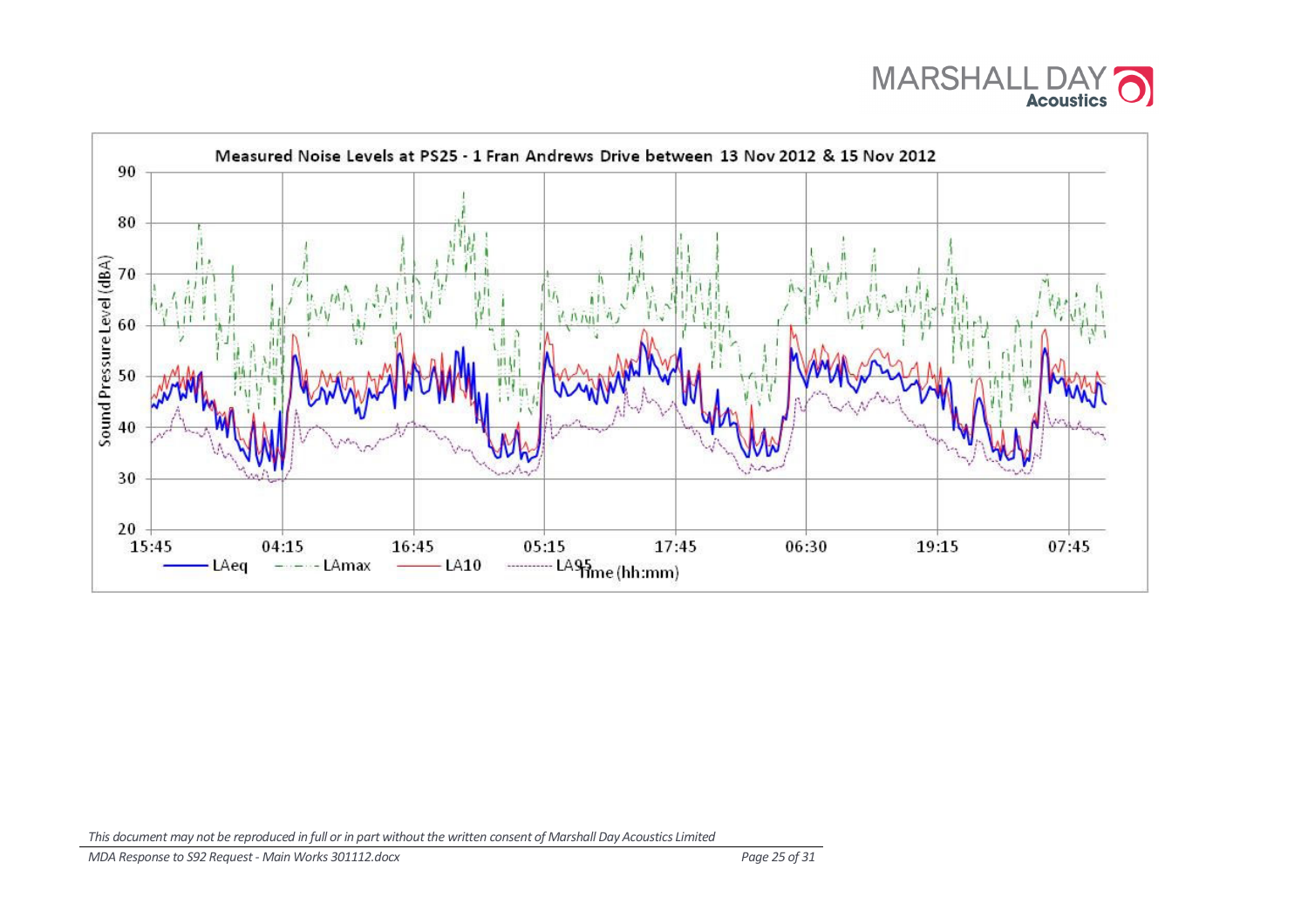**Measured Noise Levels at PS25 - 1 Fran Andrews Drive between 13 Nov 2012 & 15 Nov 2012**

Sound Pressure Level (dBA): 20, 30, 40, 50, 60, 70, 80, 90

Time (hh:mm): 15:45, 04:15, 16:45, 05:15, 17:45, 06:30, 19:15, 07:45

Legend: LAeq, LAmax, LA10, LA95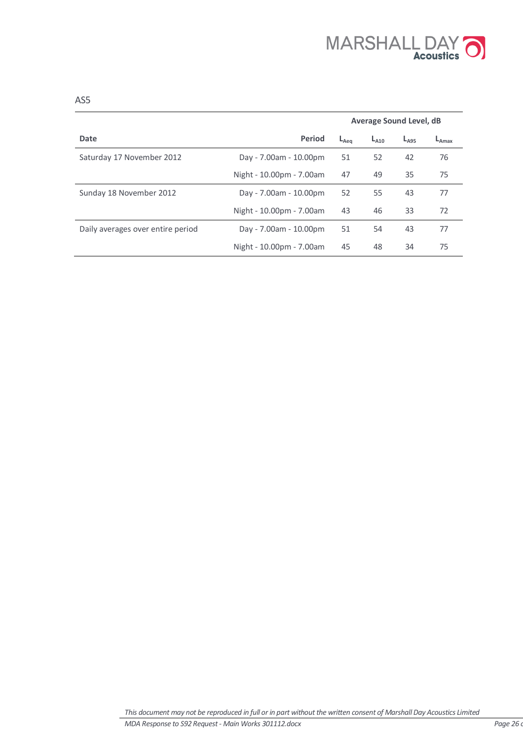AS5

| Date | Period | Average Sound Level, dB | | | |
|---|---|---|---|---|---|
| | | $L_{Aeq}$ | $L_{A10}$ | $L_{A95}$ | $L_{Amax}$ |
| Saturday 17 November 2012 | Day - 7.00am - 10.00pm | 51 | 52 | 42 | 76 |
| | Night - 10.00pm - 7.00am | 47 | 49 | 35 | 75 |
| Sunday 18 November 2012 | Day - 7.00am - 10.00pm | 52 | 55 | 43 | 77 |
| | Night - 10.00pm - 7.00am | 43 | 46 | 33 | 72 |
| Daily averages over entire period | Day - 7.00am - 10.00pm | 51 | 54 | 43 | 77 |
| | Night - 10.00pm - 7.00am | 45 | 48 | 34 | 75 |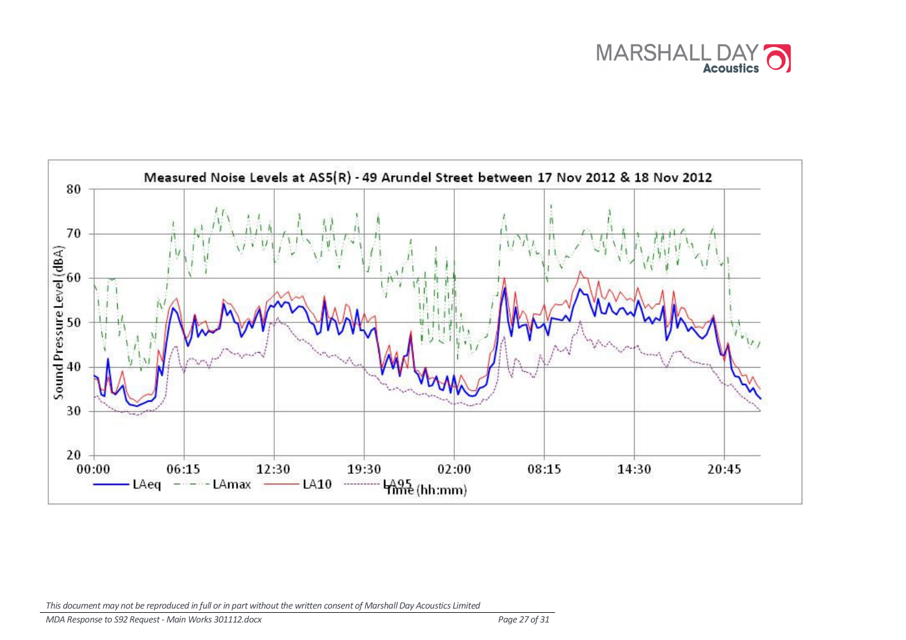Measured Noise Levels at AS5(R) - 49 Arundel Street between 17 Nov 2012 & 18 Nov 2012

Sound Pressure Level (dBA)

80
70
60
50
40
30
20

00:00 06:15 12:30 19:30 02:00 08:15 14:30 20:45

Time (hh:mm)

LAeq LAmax LA10 LA95

*This document may not be reproduced in full or in part without the written consent of Marshall Day Acoustics Limited*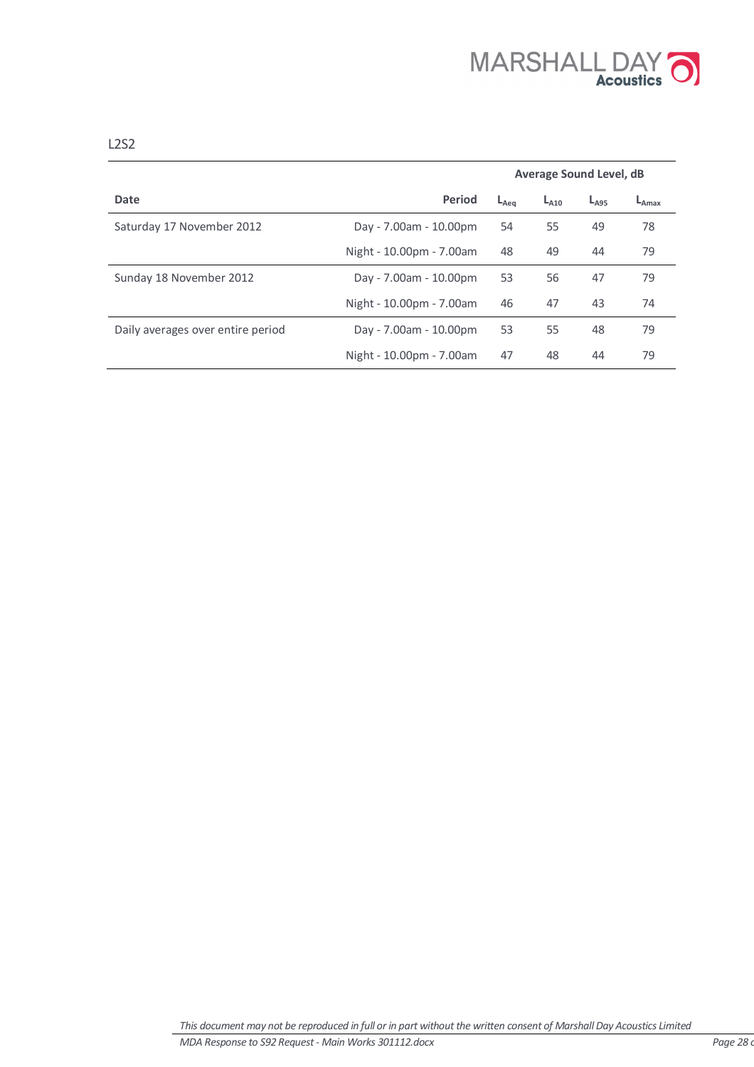L2S2

| Date | Period | Average Sound Level, dB | | | |
|---|---|---|---|---|---|
| | | $L_{Aeq}$ | $L_{A10}$ | $L_{A95}$ | $L_{Amax}$ |
| Saturday 17 November 2012 | Day - 7.00am - 10.00pm | 54 | 55 | 49 | 78 |
| | Night - 10.00pm - 7.00am | 48 | 49 | 44 | 79 |
| Sunday 18 November 2012 | Day - 7.00am - 10.00pm | 53 | 56 | 47 | 79 |
| | Night - 10.00pm - 7.00am | 46 | 47 | 43 | 74 |
| Daily averages over entire period | Day - 7.00am - 10.00pm | 53 | 55 | 48 | 79 |
| | Night - 10.00pm - 7.00am | 47 | 48 | 44 | 79 |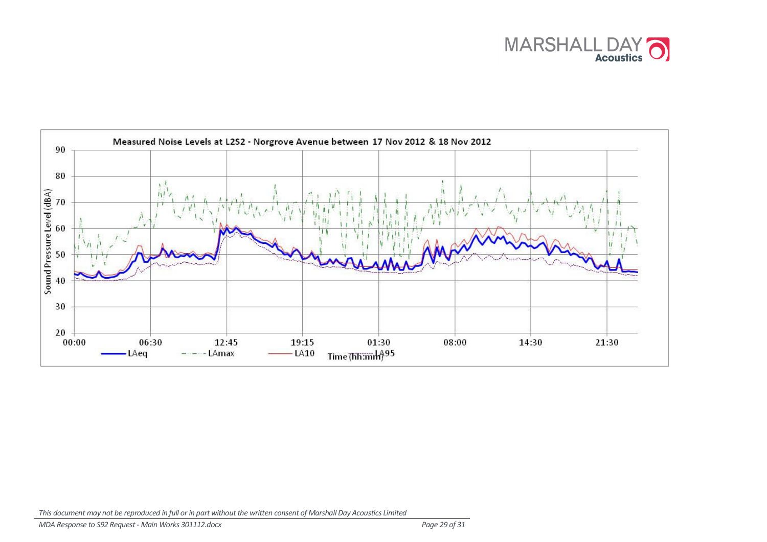Measured Noise Levels at L2S2 - Norgrove Avenue between 17 Nov 2012 & 18 Nov 2012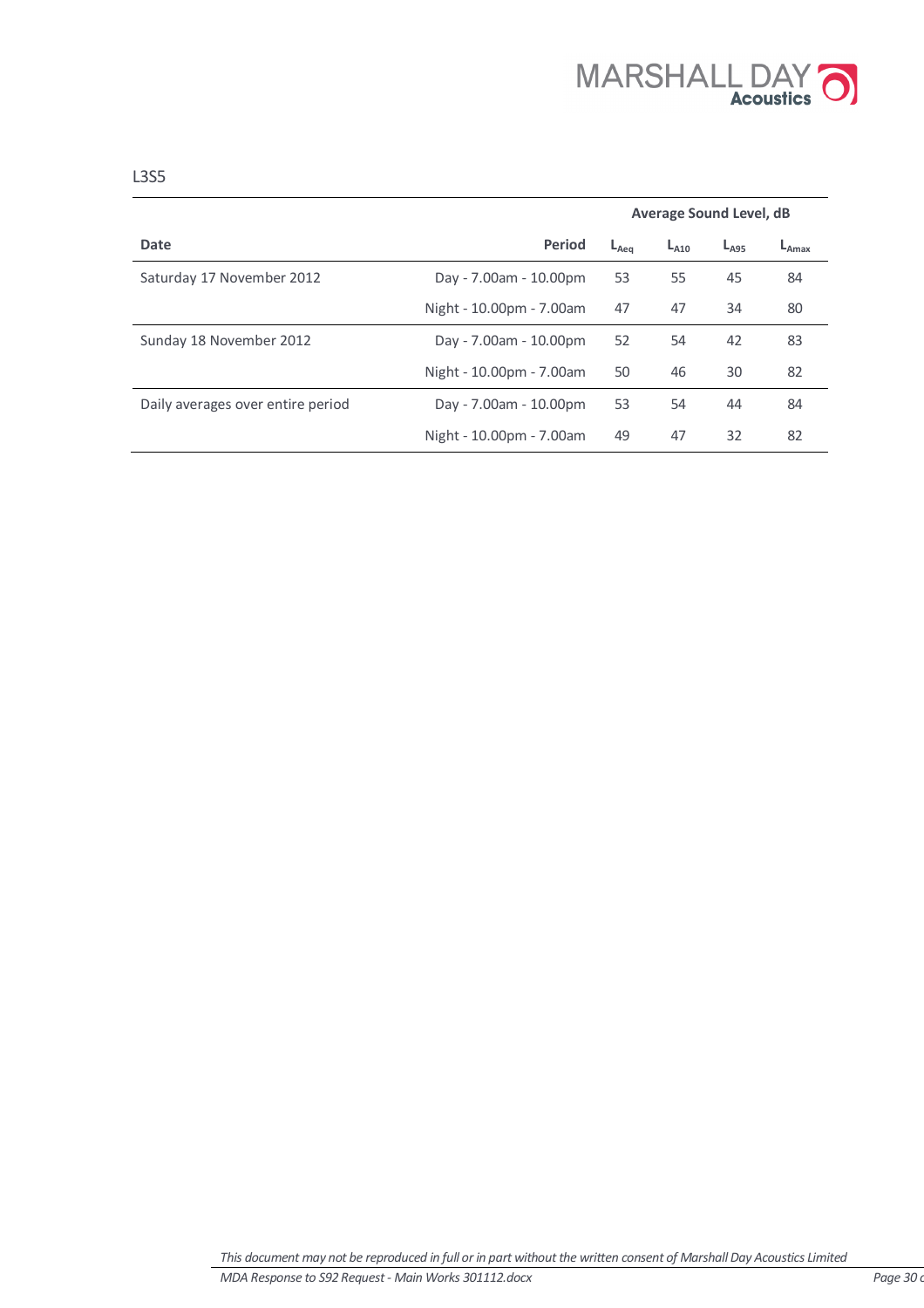L3S5

| Date | Period | Average Sound Level, dB | | | |
|---|---|---|---|---|---|
| | | $L_{Aeq}$ | $L_{A10}$ | $L_{A95}$ | $L_{Amax}$ |
| Saturday 17 November 2012 | Day - 7.00am - 10.00pm | 53 | 55 | 45 | 84 |
| | Night - 10.00pm - 7.00am | 47 | 47 | 34 | 80 |
| Sunday 18 November 2012 | Day - 7.00am - 10.00pm | 52 | 54 | 42 | 83 |
| | Night - 10.00pm - 7.00am | 50 | 46 | 30 | 82 |
| Daily averages over entire period | Day - 7.00am - 10.00pm | 53 | 54 | 44 | 84 |
| | Night - 10.00pm - 7.00am | 49 | 47 | 32 | 82 |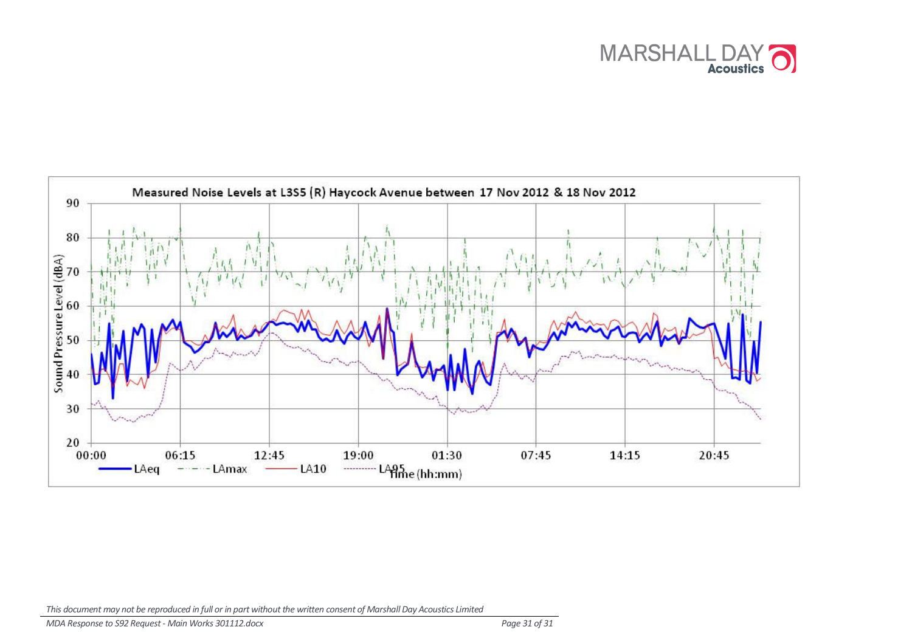Measured Noise Levels at L3S5 (R) Haycock Avenue between 17 Nov 2012 & 18 Nov 2012

Sound Pressure Level (dBA)

90
80
70
60
50
40
30
20

00:00
06:15
12:45
19:00
01:30
07:45
14:15
20:45

Time (hh:mm)

LAeq
LAmax
LA10
LA95

*This document may not be reproduced in full or in part without the written consent of Marshall Day Acoustics Limited*